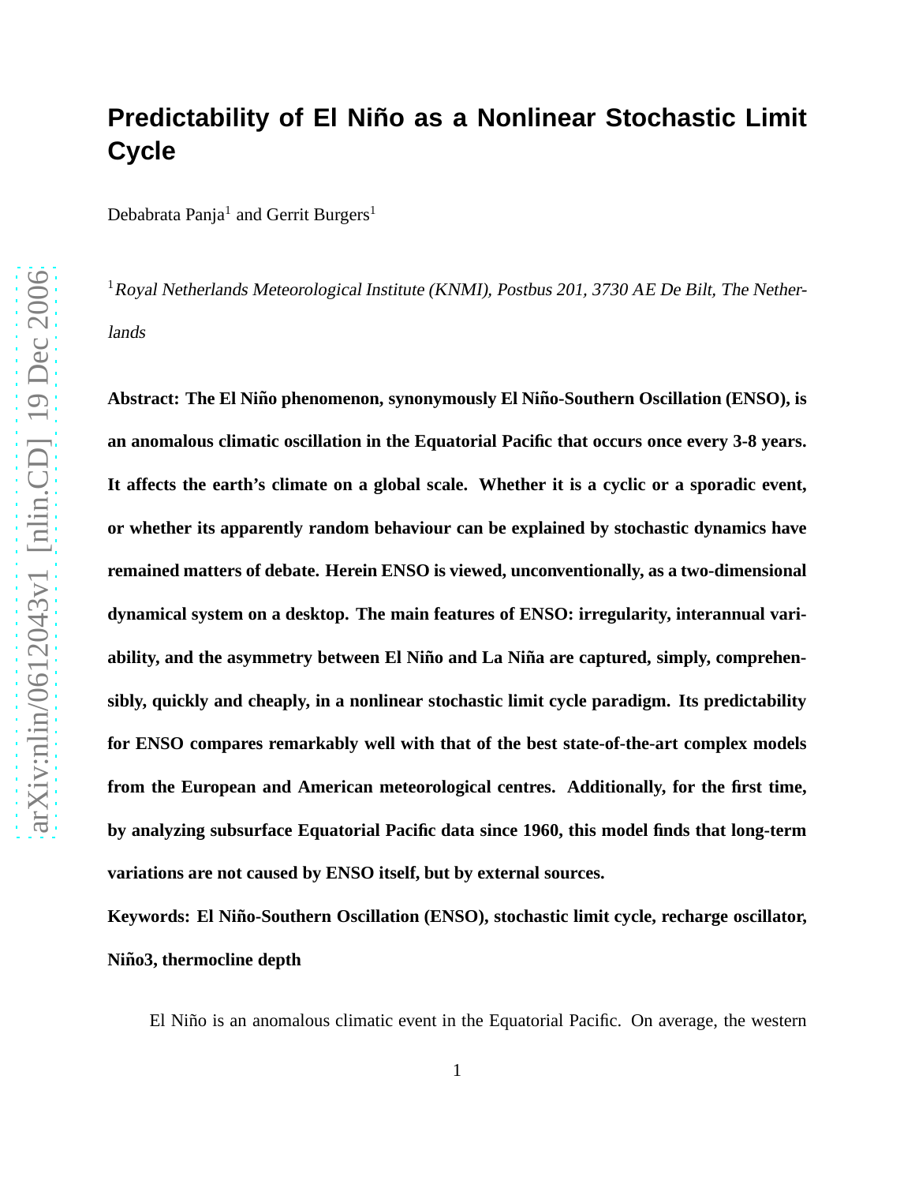# Predictability of El Niño as a Nonlinear Stochastic Limit Cycle

Debabrata Panja[1] and Gerrit Burgers[1]

[1]*Royal Netherlands Meteorological Institute (KNMI), Postbus 201, 3730 AE De Bilt, The Netherlands*

**Abstract: The El Niño phenomenon, synonymously El Niño-Southern Oscillation (ENSO), is an anomalous climatic oscillation in the Equatorial Pacific that occurs once every 3-8 years. It affects the earth's climate on a global scale. Whether it is a cyclic or a sporadic event, or whether its apparently random behaviour can be explained by stochastic dynamics have remained matters of debate. Herein ENSO is viewed, unconventionally, as a two-dimensional dynamical system on a desktop. The main features of ENSO: irregularity, interannual variability, and the asymmetry between El Niño and La Niña are captured, simply, comprehensibly, quickly and cheaply, in a nonlinear stochastic limit cycle paradigm. Its predictability for ENSO compares remarkably well with that of the best state-of-the-art complex models from the European and American meteorological centres. Additionally, for the first time, by analyzing subsurface Equatorial Pacific data since 1960, this model finds that long-term variations are not caused by ENSO itself, but by external sources.**

**Keywords: El Niño-Southern Oscillation (ENSO), stochastic limit cycle, recharge oscillator, Niño3, thermocline depth**

El Niño is an anomalous climatic event in the Equatorial Pacific. On average, the western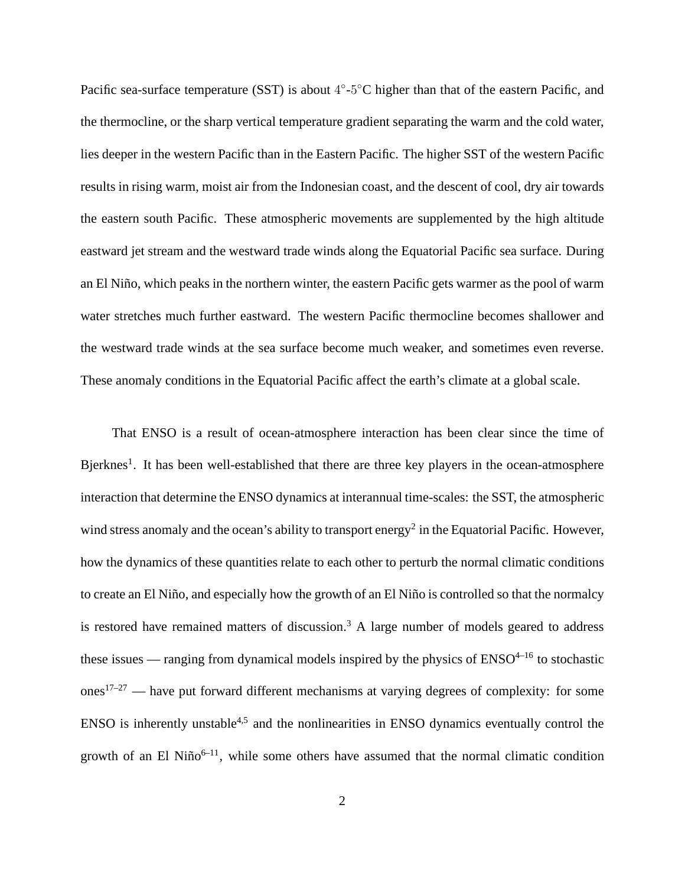Pacific sea-surface temperature (SST) is about $4°$-$5°$C higher than that of the eastern Pacific, and the thermocline, or the sharp vertical temperature gradient separating the warm and the cold water, lies deeper in the western Pacific than in the Eastern Pacific. The higher SST of the western Pacific results in rising warm, moist air from the Indonesian coast, and the descent of cool, dry air towards the eastern south Pacific. These atmospheric movements are supplemented by the high altitude eastward jet stream and the westward trade winds along the Equatorial Pacific sea surface. During an El Niño, which peaks in the northern winter, the eastern Pacific gets warmer as the pool of warm water stretches much further eastward. The western Pacific thermocline becomes shallower and the westward trade winds at the sea surface become much weaker, and sometimes even reverse. These anomaly conditions in the Equatorial Pacific affect the earth's climate at a global scale.

That ENSO is a result of ocean-atmosphere interaction has been clear since the time of Bjerknes[1]. It has been well-established that there are three key players in the ocean-atmosphere interaction that determine the ENSO dynamics at interannual time-scales: the SST, the atmospheric wind stress anomaly and the ocean's ability to transport energy[2] in the Equatorial Pacific. However, how the dynamics of these quantities relate to each other to perturb the normal climatic conditions to create an El Niño, and especially how the growth of an El Niño is controlled so that the normalcy is restored have remained matters of discussion.[3] A large number of models geared to address these issues — ranging from dynamical models inspired by the physics of ENSO[4–16] to stochastic ones[17–27] — have put forward different mechanisms at varying degrees of complexity: for some ENSO is inherently unstable[4,5] and the nonlinearities in ENSO dynamics eventually control the growth of an El Niño[6–11], while some others have assumed that the normal climatic condition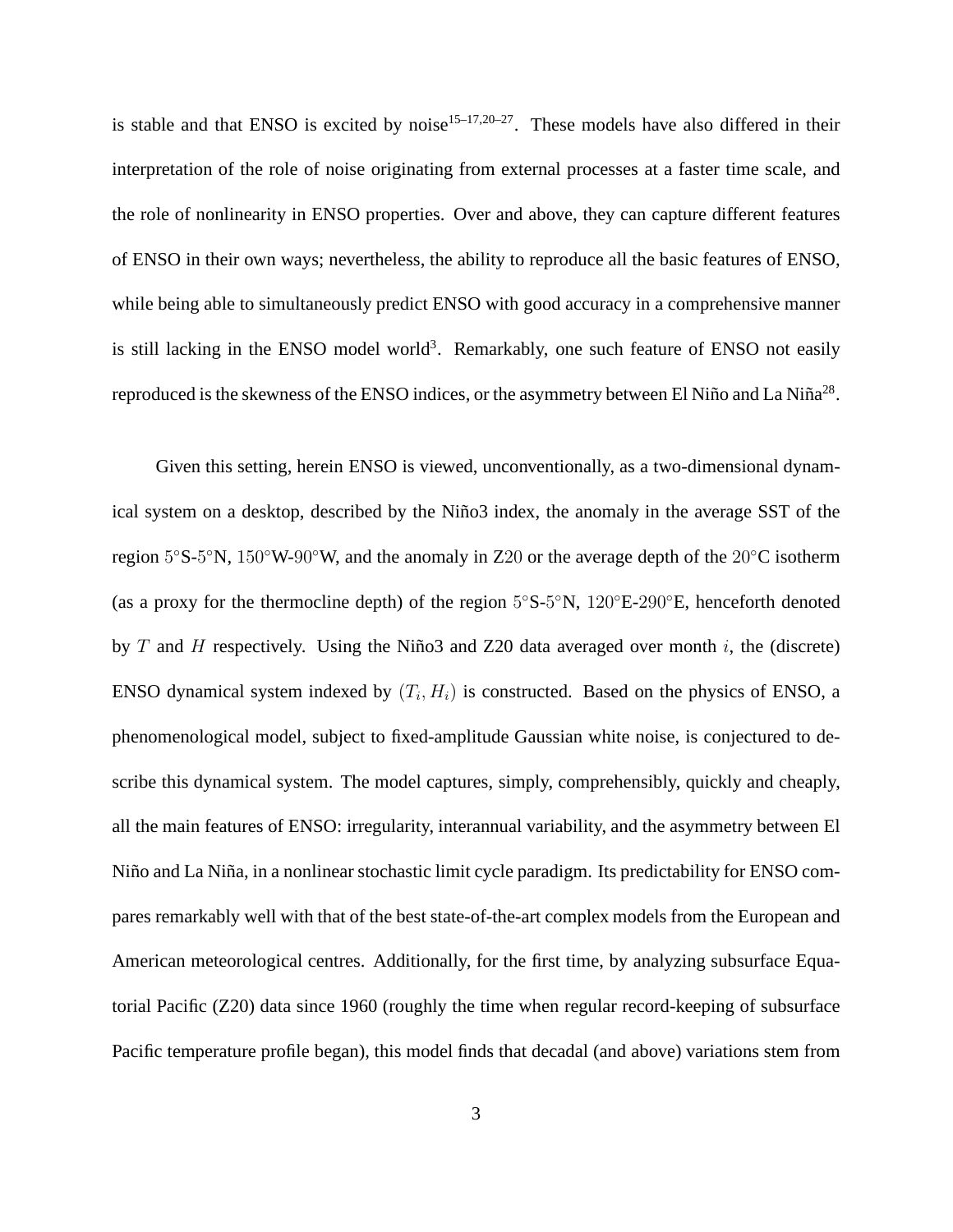is stable and that ENSO is excited by noise[15–17,20–27]. These models have also differed in their interpretation of the role of noise originating from external processes at a faster time scale, and the role of nonlinearity in ENSO properties. Over and above, they can capture different features of ENSO in their own ways; nevertheless, the ability to reproduce all the basic features of ENSO, while being able to simultaneously predict ENSO with good accuracy in a comprehensive manner is still lacking in the ENSO model world[3]. Remarkably, one such feature of ENSO not easily reproduced is the skewness of the ENSO indices, or the asymmetry between El Niño and La Niña[28].

Given this setting, herein ENSO is viewed, unconventionally, as a two-dimensional dynamical system on a desktop, described by the Niño3 index, the anomaly in the average SST of the region $5°$S-$5°$N, $150°$W-$90°$W, and the anomaly in Z$20$ or the average depth of the $20°$C isotherm (as a proxy for the thermocline depth) of the region $5°$S-$5°$N, $120°$E-$290°$E, henceforth denoted by $T$ and $H$ respectively. Using the Niño3 and Z20 data averaged over month $i$, the (discrete) ENSO dynamical system indexed by $(T_i, H_i)$ is constructed. Based on the physics of ENSO, a phenomenological model, subject to fixed-amplitude Gaussian white noise, is conjectured to describe this dynamical system. The model captures, simply, comprehensibly, quickly and cheaply, all the main features of ENSO: irregularity, interannual variability, and the asymmetry between El Niño and La Niña, in a nonlinear stochastic limit cycle paradigm. Its predictability for ENSO compares remarkably well with that of the best state-of-the-art complex models from the European and American meteorological centres. Additionally, for the first time, by analyzing subsurface Equatorial Pacific (Z20) data since 1960 (roughly the time when regular record-keeping of subsurface Pacific temperature profile began), this model finds that decadal (and above) variations stem from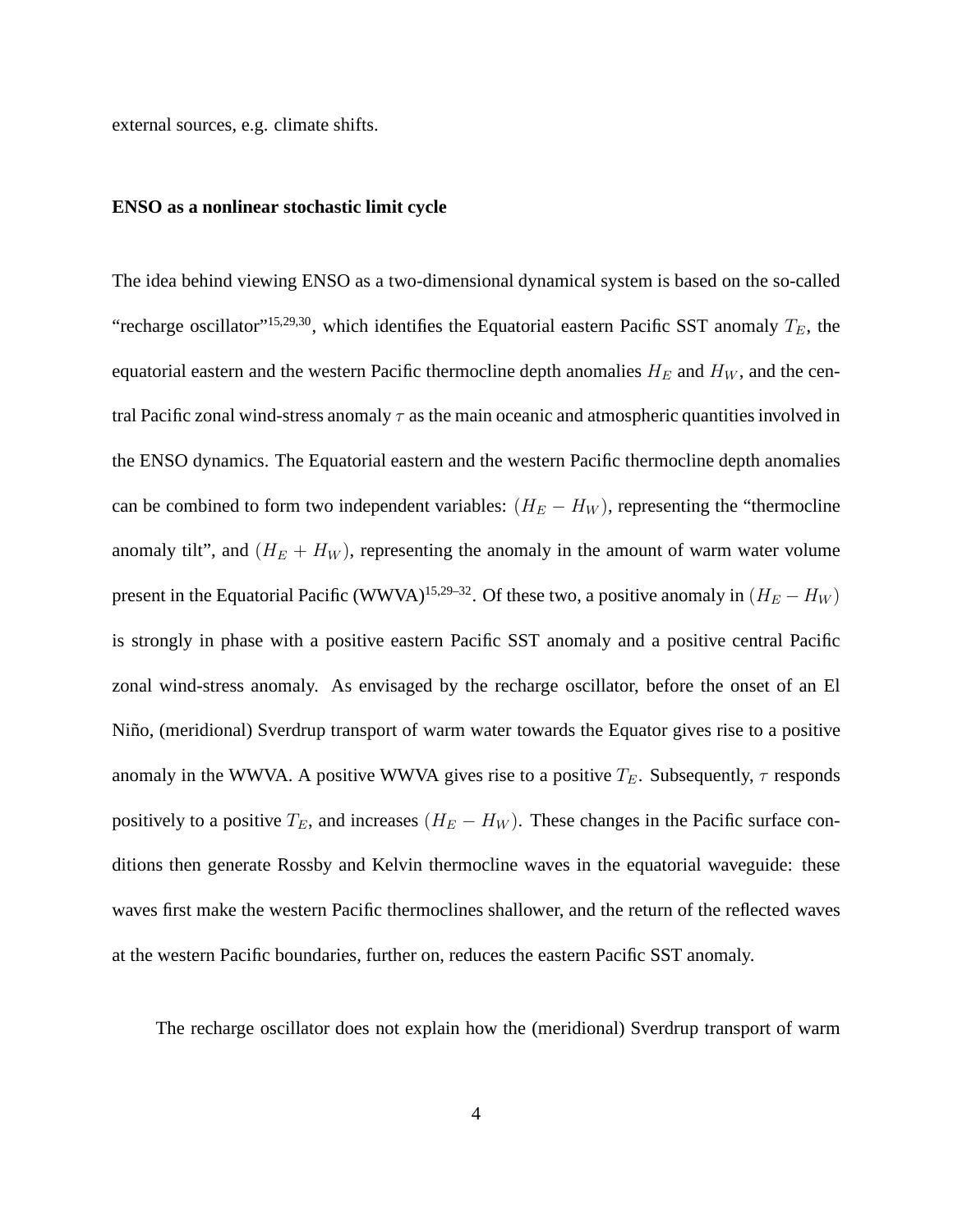external sources, e.g. climate shifts.

**ENSO as a nonlinear stochastic limit cycle**

The idea behind viewing ENSO as a two-dimensional dynamical system is based on the so-called "recharge oscillator"[15,29,30], which identifies the Equatorial eastern Pacific SST anomaly $T_E$, the equatorial eastern and the western Pacific thermocline depth anomalies $H_E$ and $H_W$, and the central Pacific zonal wind-stress anomaly $\tau$ as the main oceanic and atmospheric quantities involved in the ENSO dynamics. The Equatorial eastern and the western Pacific thermocline depth anomalies can be combined to form two independent variables: $(H_E - H_W)$, representing the "thermocline anomaly tilt", and $(H_E + H_W)$, representing the anomaly in the amount of warm water volume present in the Equatorial Pacific (WWVA)[15,29–32]. Of these two, a positive anomaly in $(H_E - H_W)$ is strongly in phase with a positive eastern Pacific SST anomaly and a positive central Pacific zonal wind-stress anomaly. As envisaged by the recharge oscillator, before the onset of an El Niño, (meridional) Sverdrup transport of warm water towards the Equator gives rise to a positive anomaly in the WWVA. A positive WWVA gives rise to a positive $T_E$. Subsequently, $\tau$ responds positively to a positive $T_E$, and increases $(H_E - H_W)$. These changes in the Pacific surface conditions then generate Rossby and Kelvin thermocline waves in the equatorial waveguide: these waves first make the western Pacific thermoclines shallower, and the return of the reflected waves at the western Pacific boundaries, further on, reduces the eastern Pacific SST anomaly.

The recharge oscillator does not explain how the (meridional) Sverdrup transport of warm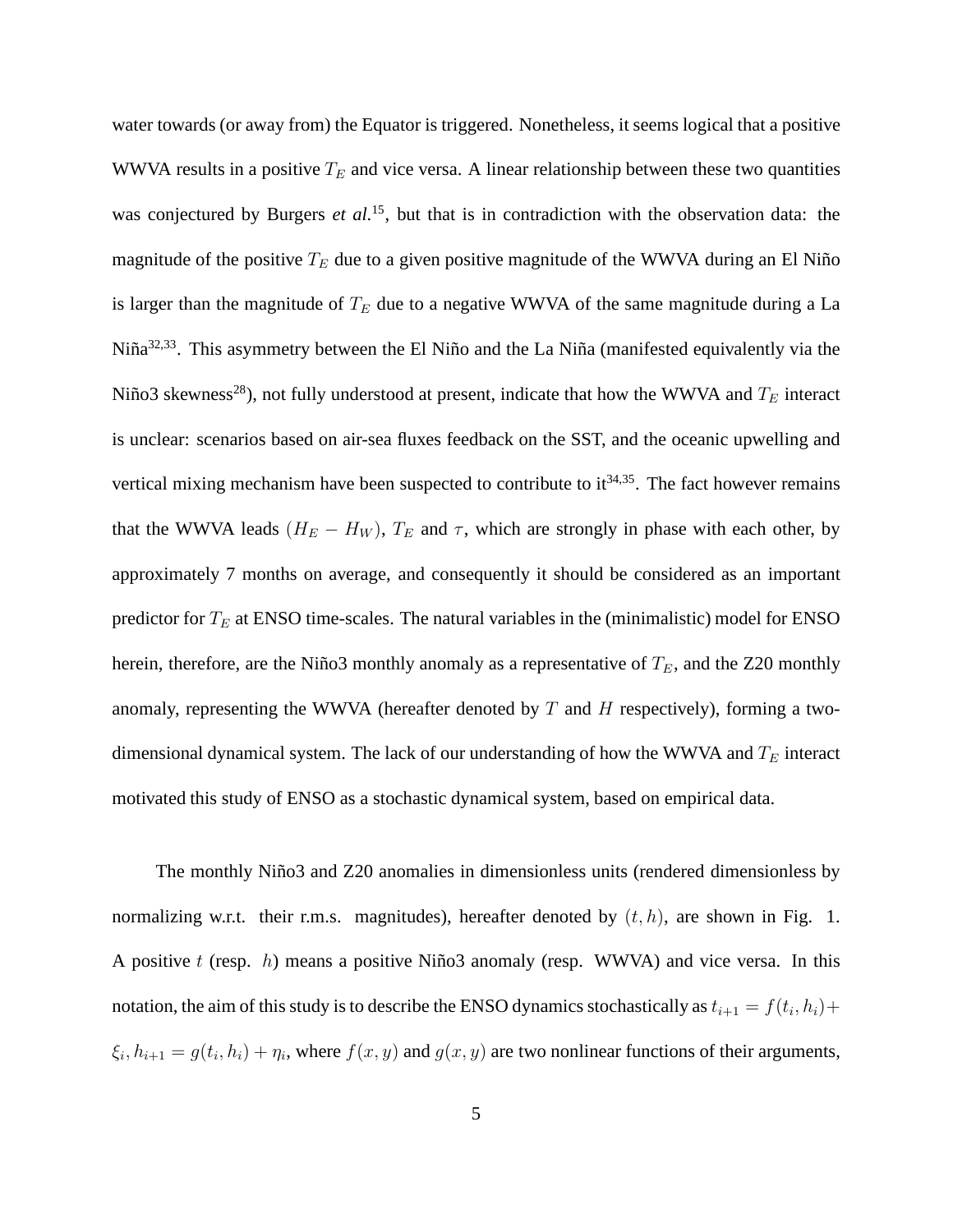water towards (or away from) the Equator is triggered. Nonetheless, it seems logical that a positive WWVA results in a positive $T_E$ and vice versa. A linear relationship between these two quantities was conjectured by Burgers *et al.*[15], but that is in contradiction with the observation data: the magnitude of the positive $T_E$ due to a given positive magnitude of the WWVA during an El Niño is larger than the magnitude of $T_E$ due to a negative WWVA of the same magnitude during a La Niña[32,33]. This asymmetry between the El Niño and the La Niña (manifested equivalently via the Niño3 skewness[28]), not fully understood at present, indicate that how the WWVA and $T_E$ interact is unclear: scenarios based on air-sea fluxes feedback on the SST, and the oceanic upwelling and vertical mixing mechanism have been suspected to contribute to it[34,35]. The fact however remains that the WWVA leads $(H_E - H_W)$, $T_E$ and $\tau$, which are strongly in phase with each other, by approximately 7 months on average, and consequently it should be considered as an important predictor for $T_E$ at ENSO time-scales. The natural variables in the (minimalistic) model for ENSO herein, therefore, are the Niño3 monthly anomaly as a representative of $T_E$, and the Z20 monthly anomaly, representing the WWVA (hereafter denoted by $T$ and $H$ respectively), forming a two-dimensional dynamical system. The lack of our understanding of how the WWVA and $T_E$ interact motivated this study of ENSO as a stochastic dynamical system, based on empirical data.

The monthly Niño3 and Z20 anomalies in dimensionless units (rendered dimensionless by normalizing w.r.t. their r.m.s. magnitudes), hereafter denoted by $(t, h)$, are shown in Fig. 1. A positive $t$ (resp. $h$) means a positive Niño3 anomaly (resp. WWVA) and vice versa. In this notation, the aim of this study is to describe the ENSO dynamics stochastically as $t_{i+1} = f(t_i, h_i) + \xi_i, h_{i+1} = g(t_i, h_i) + \eta_i$, where $f(x, y)$ and $g(x, y)$ are two nonlinear functions of their arguments,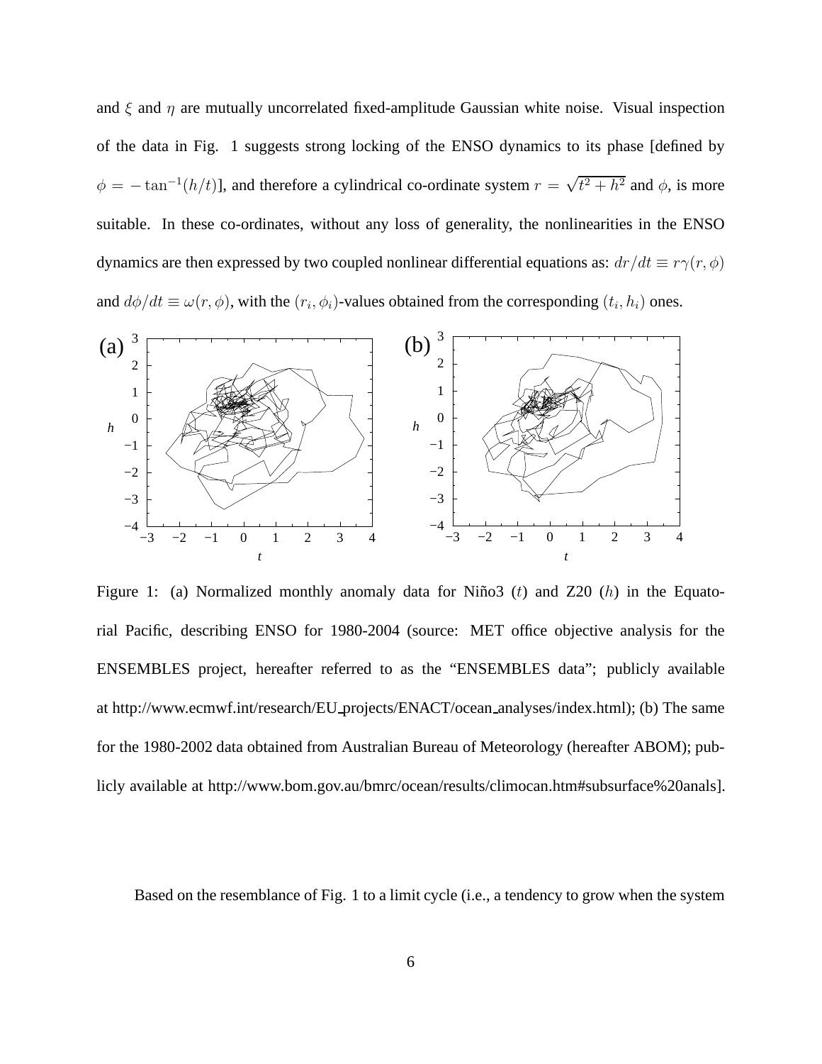and $\xi$ and $\eta$ are mutually uncorrelated fixed-amplitude Gaussian white noise. Visual inspection of the data in Fig. 1 suggests strong locking of the ENSO dynamics to its phase [defined by $\phi = -\tan^{-1}(h/t)$], and therefore a cylindrical co-ordinate system $r = \sqrt{t^2 + h^2}$ and $\phi$, is more suitable. In these co-ordinates, without any loss of generality, the nonlinearities in the ENSO dynamics are then expressed by two coupled nonlinear differential equations as: $dr/dt \equiv r\gamma(r, \phi)$ and $d\phi/dt \equiv \omega(r, \phi)$, with the $(r_i, \phi_i)$-values obtained from the corresponding $(t_i, h_i)$ ones.

Figure 1: (a) Normalized monthly anomaly data for Niño3 ($t$) and Z20 ($h$) in the Equatorial Pacific, describing ENSO for 1980-2004 (source: MET office objective analysis for the ENSEMBLES project, hereafter referred to as the "ENSEMBLES data"; publicly available at http://www.ecmwf.int/research/EU_projects/ENACT/ocean_analyses/index.html); (b) The same for the 1980-2002 data obtained from Australian Bureau of Meteorology (hereafter ABOM); publicly available at http://www.bom.gov.au/bmrc/ocean/results/climocan.htm#subsurface%20anals].

Based on the resemblance of Fig. 1 to a limit cycle (i.e., a tendency to grow when the system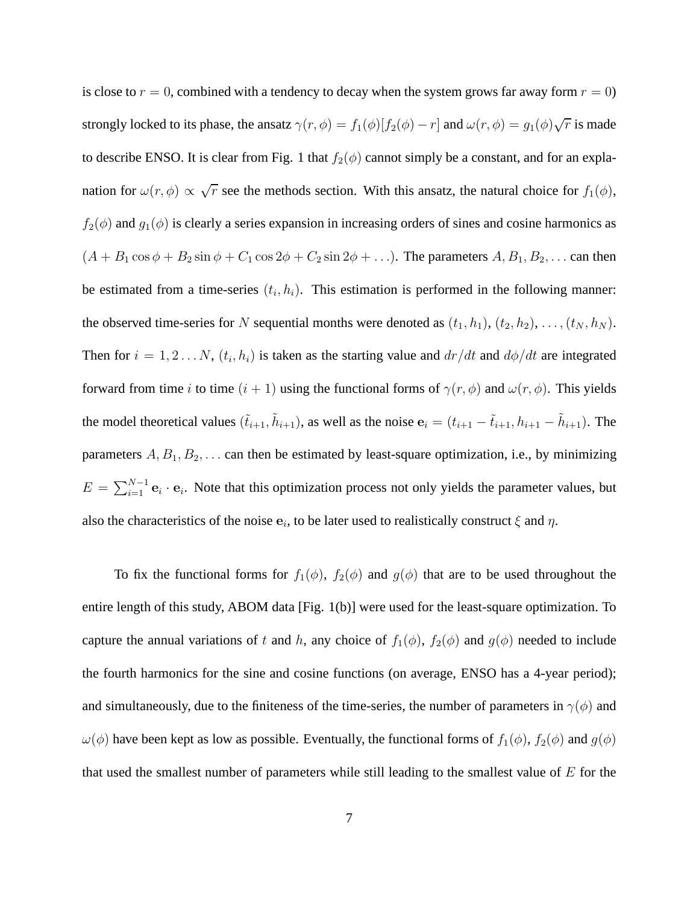is close to $r = 0$, combined with a tendency to decay when the system grows far away form $r = 0$) strongly locked to its phase, the ansatz $\gamma(r, \phi) = f_1(\phi)[f_2(\phi) - r]$ and $\omega(r, \phi) = g_1(\phi)\sqrt{r}$ is made to describe ENSO. It is clear from Fig. 1 that $f_2(\phi)$ cannot simply be a constant, and for an explanation for $\omega(r, \phi) \propto \sqrt{r}$ see the methods section. With this ansatz, the natural choice for $f_1(\phi)$, $f_2(\phi)$ and $g_1(\phi)$ is clearly a series expansion in increasing orders of sines and cosine harmonics as $(A + B_1 \cos\phi + B_2 \sin\phi + C_1 \cos 2\phi + C_2 \sin 2\phi + \ldots)$. The parameters $A, B_1, B_2, \ldots$ can then be estimated from a time-series $(t_i, h_i)$. This estimation is performed in the following manner: the observed time-series for $N$ sequential months were denoted as $(t_1, h_1)$, $(t_2, h_2)$, $\ldots$, $(t_N, h_N)$. Then for $i = 1, 2 \ldots N$, $(t_i, h_i)$ is taken as the starting value and $dr/dt$ and $d\phi/dt$ are integrated forward from time $i$ to time $(i + 1)$ using the functional forms of $\gamma(r, \phi)$ and $\omega(r, \phi)$. This yields the model theoretical values $(\tilde{t}_{i+1}, \tilde{h}_{i+1})$, as well as the noise $\mathbf{e}_i = (t_{i+1} - \tilde{t}_{i+1}, h_{i+1} - \tilde{h}_{i+1})$. The parameters $A, B_1, B_2, \ldots$ can then be estimated by least-square optimization, i.e., by minimizing $E = \sum_{i=1}^{N-1} \mathbf{e}_i \cdot \mathbf{e}_i$. Note that this optimization process not only yields the parameter values, but also the characteristics of the noise $\mathbf{e}_i$, to be later used to realistically construct $\xi$ and $\eta$.

To fix the functional forms for $f_1(\phi)$, $f_2(\phi)$ and $g(\phi)$ that are to be used throughout the entire length of this study, ABOM data [Fig. 1(b)] were used for the least-square optimization. To capture the annual variations of $t$ and $h$, any choice of $f_1(\phi)$, $f_2(\phi)$ and $g(\phi)$ needed to include the fourth harmonics for the sine and cosine functions (on average, ENSO has a 4-year period); and simultaneously, due to the finiteness of the time-series, the number of parameters in $\gamma(\phi)$ and $\omega(\phi)$ have been kept as low as possible. Eventually, the functional forms of $f_1(\phi)$, $f_2(\phi)$ and $g(\phi)$ that used the smallest number of parameters while still leading to the smallest value of $E$ for the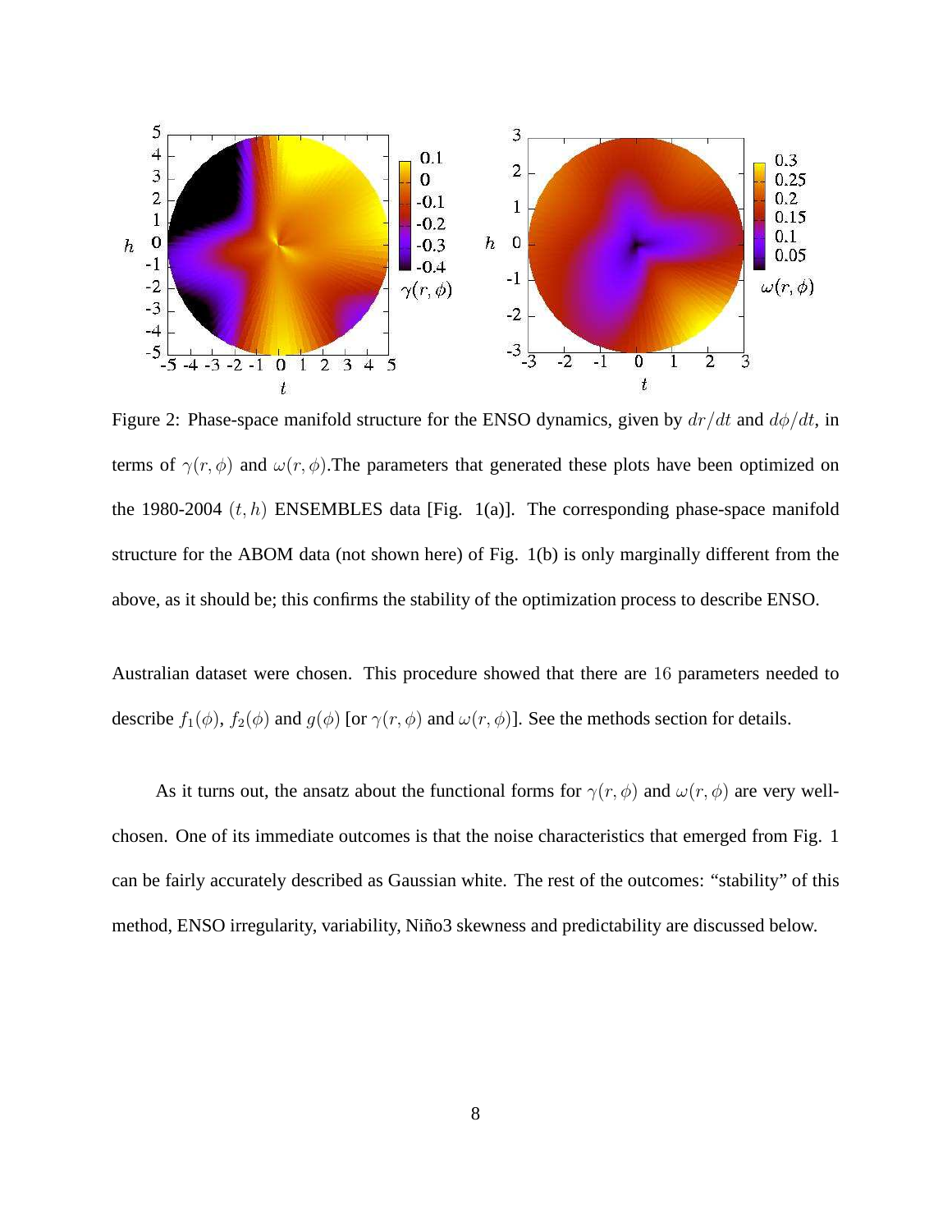Figure 2: Phase-space manifold structure for the ENSO dynamics, given by $dr/dt$ and $d\phi/dt$, in terms of $\gamma(r, \phi)$ and $\omega(r, \phi)$.The parameters that generated these plots have been optimized on the 1980-2004 $(t, h)$ ENSEMBLES data [Fig. 1(a)]. The corresponding phase-space manifold structure for the ABOM data (not shown here) of Fig. 1(b) is only marginally different from the above, as it should be; this confirms the stability of the optimization process to describe ENSO.

Australian dataset were chosen. This procedure showed that there are 16 parameters needed to describe $f_1(\phi)$, $f_2(\phi)$ and $g(\phi)$ [or $\gamma(r, \phi)$ and $\omega(r, \phi)$]. See the methods section for details.

As it turns out, the ansatz about the functional forms for $\gamma(r, \phi)$ and $\omega(r, \phi)$ are very well-chosen. One of its immediate outcomes is that the noise characteristics that emerged from Fig. 1 can be fairly accurately described as Gaussian white. The rest of the outcomes: "stability" of this method, ENSO irregularity, variability, Niño3 skewness and predictability are discussed below.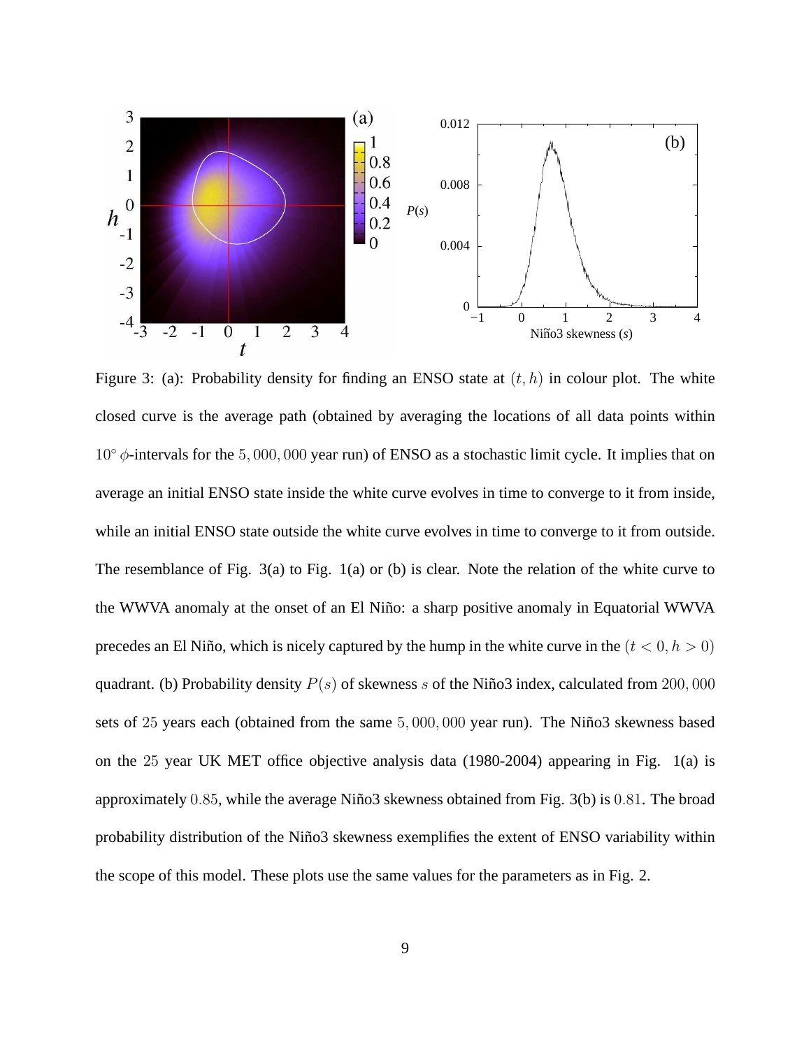Figure 3: (a): Probability density for finding an ENSO state at $(t, h)$ in colour plot. The white closed curve is the average path (obtained by averaging the locations of all data points within $10^\circ$ $\phi$-intervals for the $5,000,000$ year run) of ENSO as a stochastic limit cycle. It implies that on average an initial ENSO state inside the white curve evolves in time to converge to it from inside, while an initial ENSO state outside the white curve evolves in time to converge to it from outside. The resemblance of Fig. 3(a) to Fig. 1(a) or (b) is clear. Note the relation of the white curve to the WWVA anomaly at the onset of an El Niño: a sharp positive anomaly in Equatorial WWVA precedes an El Niño, which is nicely captured by the hump in the white curve in the $(t < 0, h > 0)$ quadrant. (b) Probability density $P(s)$ of skewness $s$ of the Niño3 index, calculated from $200,000$ sets of $25$ years each (obtained from the same $5,000,000$ year run). The Niño3 skewness based on the $25$ year UK MET office objective analysis data (1980-2004) appearing in Fig. 1(a) is approximately $0.85$, while the average Niño3 skewness obtained from Fig. 3(b) is $0.81$. The broad probability distribution of the Niño3 skewness exemplifies the extent of ENSO variability within the scope of this model. These plots use the same values for the parameters as in Fig. 2.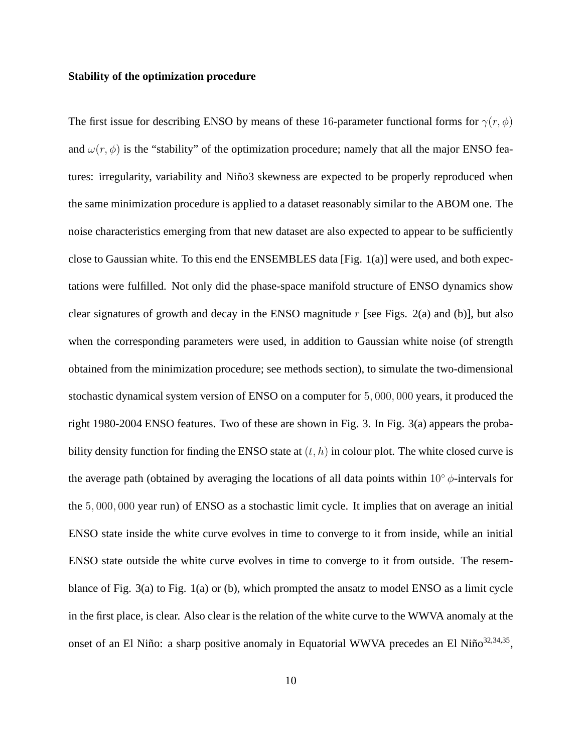**Stability of the optimization procedure**

The first issue for describing ENSO by means of these $16$-parameter functional forms for $\gamma(r, \phi)$ and $\omega(r, \phi)$ is the "stability" of the optimization procedure; namely that all the major ENSO features: irregularity, variability and Niño3 skewness are expected to be properly reproduced when the same minimization procedure is applied to a dataset reasonably similar to the ABOM one. The noise characteristics emerging from that new dataset are also expected to appear to be sufficiently close to Gaussian white. To this end the ENSEMBLES data [Fig. 1(a)] were used, and both expectations were fulfilled. Not only did the phase-space manifold structure of ENSO dynamics show clear signatures of growth and decay in the ENSO magnitude $r$ [see Figs. 2(a) and (b)], but also when the corresponding parameters were used, in addition to Gaussian white noise (of strength obtained from the minimization procedure; see methods section), to simulate the two-dimensional stochastic dynamical system version of ENSO on a computer for $5,000,000$ years, it produced the right 1980-2004 ENSO features. Two of these are shown in Fig. 3. In Fig. 3(a) appears the probability density function for finding the ENSO state at $(t, h)$ in colour plot. The white closed curve is the average path (obtained by averaging the locations of all data points within $10^{\circ}$ $\phi$-intervals for the $5,000,000$ year run) of ENSO as a stochastic limit cycle. It implies that on average an initial ENSO state inside the white curve evolves in time to converge to it from inside, while an initial ENSO state outside the white curve evolves in time to converge to it from outside. The resemblance of Fig. 3(a) to Fig. 1(a) or (b), which prompted the ansatz to model ENSO as a limit cycle in the first place, is clear. Also clear is the relation of the white curve to the WWVA anomaly at the onset of an El Niño: a sharp positive anomaly in Equatorial WWVA precedes an El Niño[32,34,35],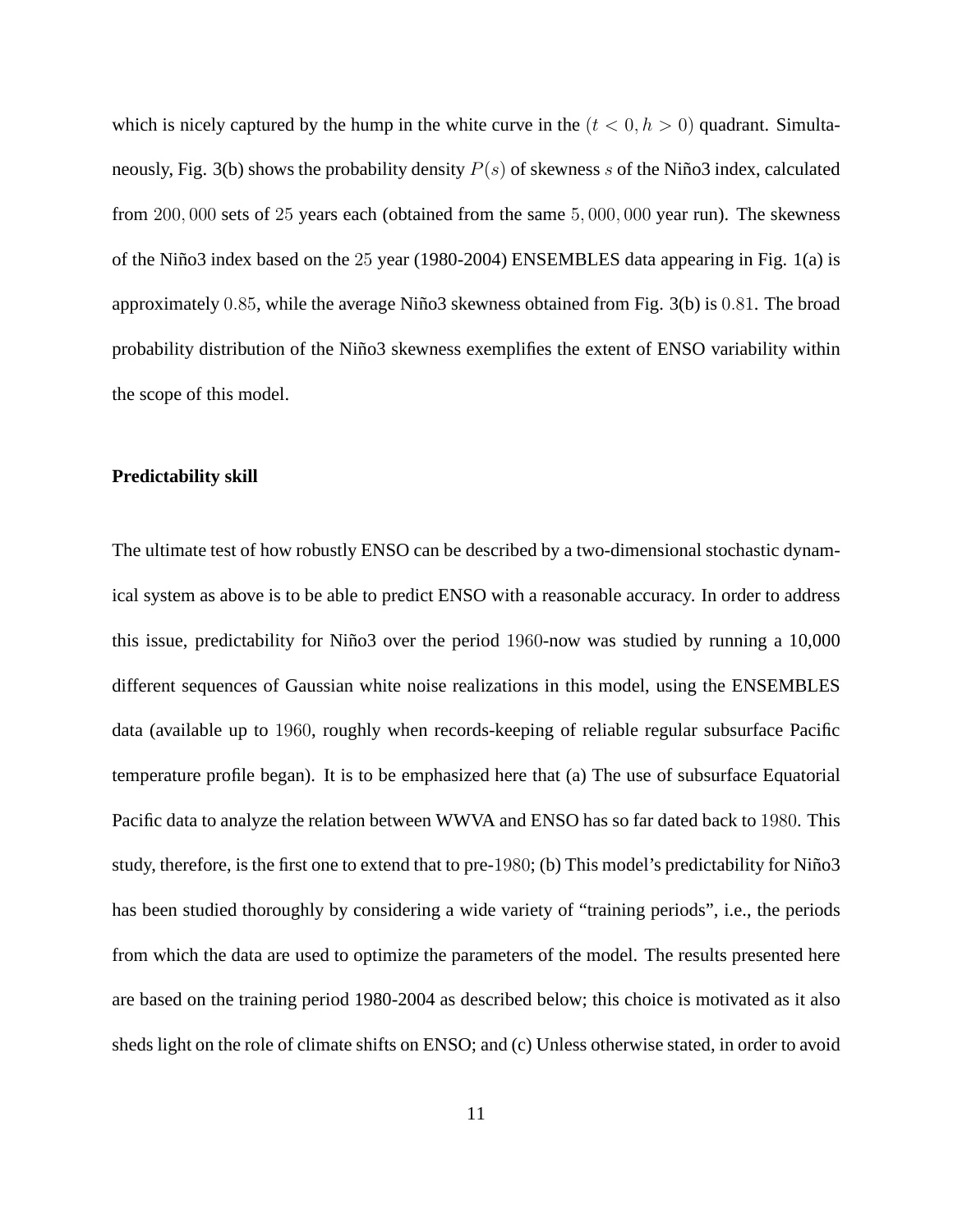which is nicely captured by the hump in the white curve in the $(t < 0, h > 0)$ quadrant. Simultaneously, Fig. 3(b) shows the probability density $P(s)$ of skewness $s$ of the Niño3 index, calculated from $200,000$ sets of $25$ years each (obtained from the same $5,000,000$ year run). The skewness of the Niño3 index based on the $25$ year (1980-2004) ENSEMBLES data appearing in Fig. 1(a) is approximately $0.85$, while the average Niño3 skewness obtained from Fig. 3(b) is $0.81$. The broad probability distribution of the Niño3 skewness exemplifies the extent of ENSO variability within the scope of this model.

**Predictability skill**

The ultimate test of how robustly ENSO can be described by a two-dimensional stochastic dynamical system as above is to be able to predict ENSO with a reasonable accuracy. In order to address this issue, predictability for Niño3 over the period $1960$-now was studied by running a 10,000 different sequences of Gaussian white noise realizations in this model, using the ENSEMBLES data (available up to $1960$, roughly when records-keeping of reliable regular subsurface Pacific temperature profile began). It is to be emphasized here that (a) The use of subsurface Equatorial Pacific data to analyze the relation between WWVA and ENSO has so far dated back to $1980$. This study, therefore, is the first one to extend that to pre-$1980$; (b) This model's predictability for Niño3 has been studied thoroughly by considering a wide variety of "training periods", i.e., the periods from which the data are used to optimize the parameters of the model. The results presented here are based on the training period 1980-2004 as described below; this choice is motivated as it also sheds light on the role of climate shifts on ENSO; and (c) Unless otherwise stated, in order to avoid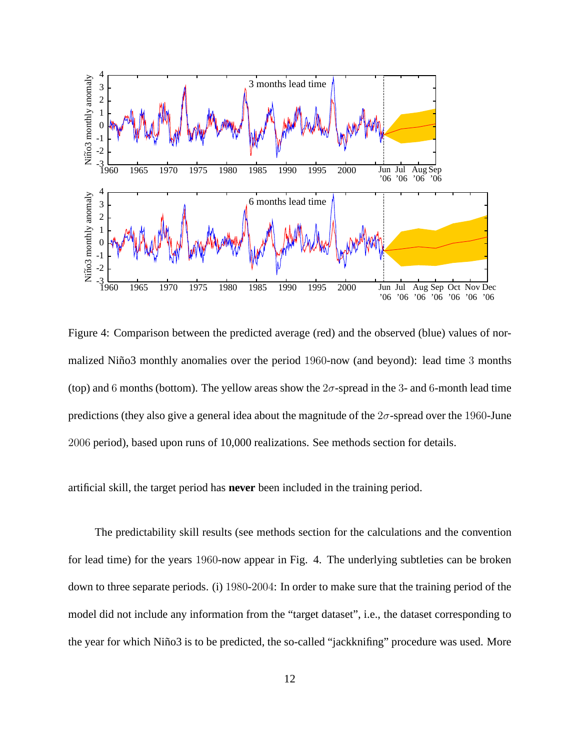Figure 4: Comparison between the predicted average (red) and the observed (blue) values of normalized Niño3 monthly anomalies over the period 1960-now (and beyond): lead time 3 months (top) and 6 months (bottom). The yellow areas show the $2\sigma$-spread in the 3- and 6-month lead time predictions (they also give a general idea about the magnitude of the $2\sigma$-spread over the 1960-June 2006 period), based upon runs of 10,000 realizations. See methods section for details.

artificial skill, the target period has **never** been included in the training period.

The predictability skill results (see methods section for the calculations and the convention for lead time) for the years 1960-now appear in Fig. 4. The underlying subtleties can be broken down to three separate periods. (i) 1980-2004: In order to make sure that the training period of the model did not include any information from the "target dataset", i.e., the dataset corresponding to the year for which Niño3 is to be predicted, the so-called "jackknifing" procedure was used. More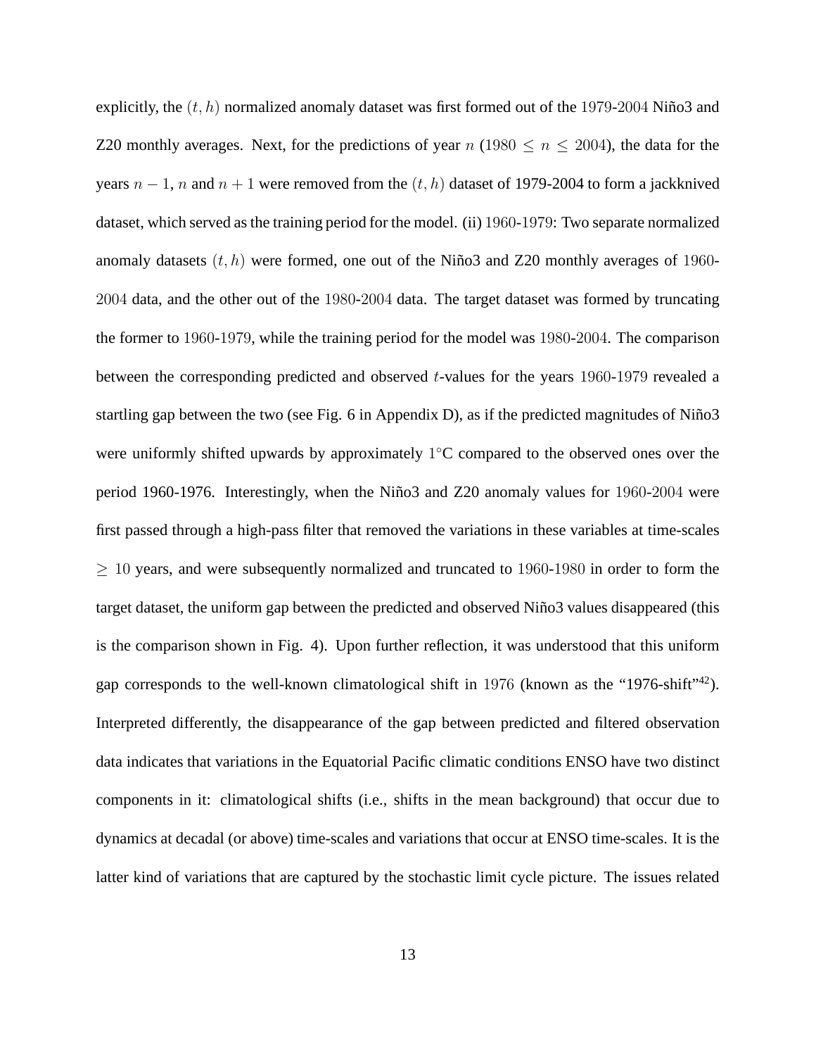explicitly, the $(t, h)$ normalized anomaly dataset was first formed out of the $1979$-$2004$ Niño3 and Z20 monthly averages. Next, for the predictions of year $n$ ($1980 \leq n \leq 2004$), the data for the years $n-1$, $n$ and $n+1$ were removed from the $(t, h)$ dataset of 1979-2004 to form a jackknived dataset, which served as the training period for the model. (ii) $1960$-$1979$: Two separate normalized anomaly datasets $(t, h)$ were formed, one out of the Niño3 and Z20 monthly averages of $1960$-$2004$ data, and the other out of the $1980$-$2004$ data. The target dataset was formed by truncating the former to $1960$-$1979$, while the training period for the model was $1980$-$2004$. The comparison between the corresponding predicted and observed $t$-values for the years $1960$-$1979$ revealed a startling gap between the two (see Fig. 6 in Appendix D), as if the predicted magnitudes of Niño3 were uniformly shifted upwards by approximately $1°$C compared to the observed ones over the period 1960-1976. Interestingly, when the Niño3 and Z20 anomaly values for $1960$-$2004$ were first passed through a high-pass filter that removed the variations in these variables at time-scales $\geq 10$ years, and were subsequently normalized and truncated to $1960$-$1980$ in order to form the target dataset, the uniform gap between the predicted and observed Niño3 values disappeared (this is the comparison shown in Fig. 4). Upon further reflection, it was understood that this uniform gap corresponds to the well-known climatological shift in $1976$ (known as the "1976-shift"[42]). Interpreted differently, the disappearance of the gap between predicted and filtered observation data indicates that variations in the Equatorial Pacific climatic conditions ENSO have two distinct components in it: climatological shifts (i.e., shifts in the mean background) that occur due to dynamics at decadal (or above) time-scales and variations that occur at ENSO time-scales. It is the latter kind of variations that are captured by the stochastic limit cycle picture. The issues related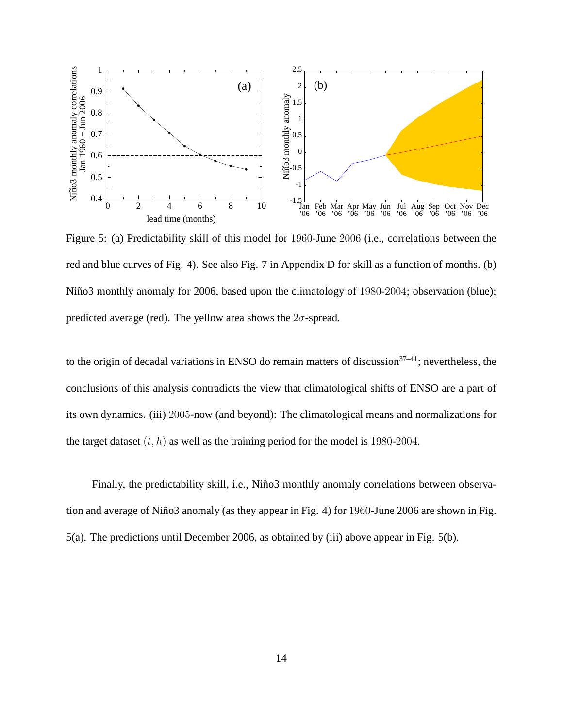Figure 5: (a) Predictability skill of this model for 1960-June 2006 (i.e., correlations between the red and blue curves of Fig. 4). See also Fig. 7 in Appendix D for skill as a function of months. (b) Niño3 monthly anomaly for 2006, based upon the climatology of 1980-2004; observation (blue); predicted average (red). The yellow area shows the $2\sigma$-spread.

to the origin of decadal variations in ENSO do remain matters of discussion[37–41]; nevertheless, the conclusions of this analysis contradicts the view that climatological shifts of ENSO are a part of its own dynamics. (iii) 2005-now (and beyond): The climatological means and normalizations for the target dataset $(t, h)$ as well as the training period for the model is 1980-2004.

Finally, the predictability skill, i.e., Niño3 monthly anomaly correlations between observation and average of Niño3 anomaly (as they appear in Fig. 4) for 1960-June 2006 are shown in Fig. 5(a). The predictions until December 2006, as obtained by (iii) above appear in Fig. 5(b).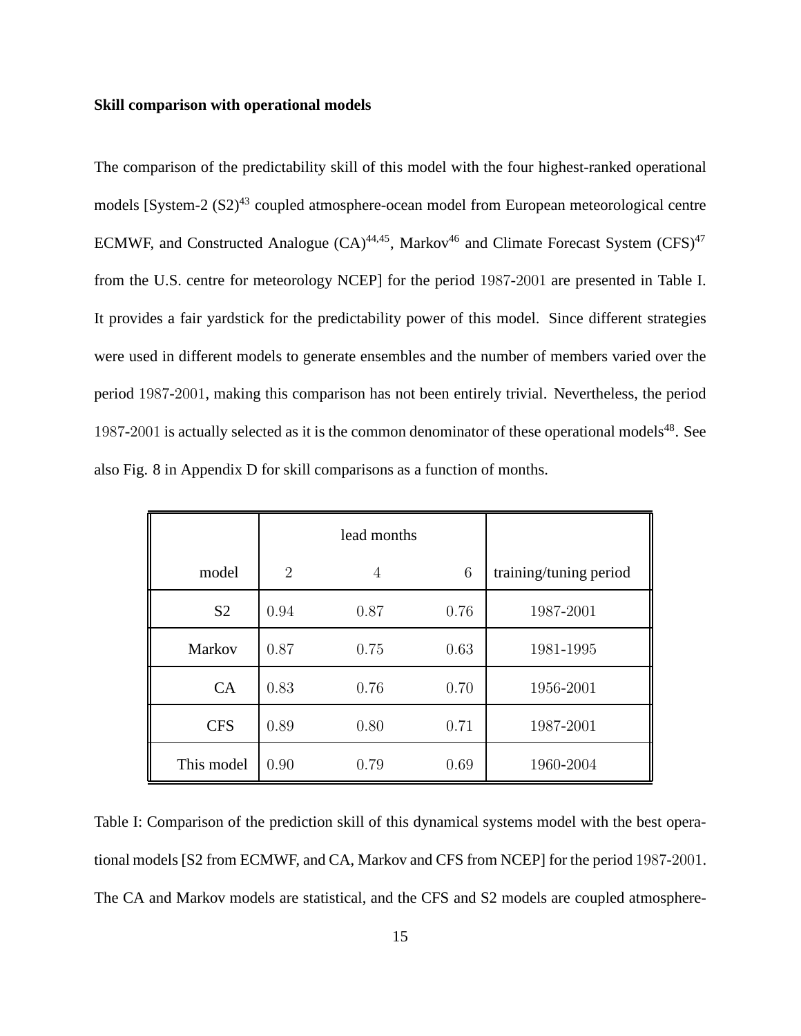**Skill comparison with operational models**

The comparison of the predictability skill of this model with the four highest-ranked operational models [System-2 (S2)[43] coupled atmosphere-ocean model from European meteorological centre ECMWF, and Constructed Analogue (CA)[44,45], Markov[46] and Climate Forecast System (CFS)[47] from the U.S. centre for meteorology NCEP] for the period 1987-2001 are presented in Table I. It provides a fair yardstick for the predictability power of this model. Since different strategies were used in different models to generate ensembles and the number of members varied over the period 1987-2001, making this comparison has not been entirely trivial. Nevertheless, the period 1987-2001 is actually selected as it is the common denominator of these operational models[48]. See also Fig. 8 in Appendix D for skill comparisons as a function of months.

| | lead months | | | |
|---|---|---|---|---|
| model | 2 | 4 | 6 | training/tuning period |
| S2 | 0.94 | 0.87 | 0.76 | 1987-2001 |
| Markov | 0.87 | 0.75 | 0.63 | 1981-1995 |
| CA | 0.83 | 0.76 | 0.70 | 1956-2001 |
| CFS | 0.89 | 0.80 | 0.71 | 1987-2001 |
| This model | 0.90 | 0.79 | 0.69 | 1960-2004 |

Table I: Comparison of the prediction skill of this dynamical systems model with the best operational models [S2 from ECMWF, and CA, Markov and CFS from NCEP] for the period 1987-2001. The CA and Markov models are statistical, and the CFS and S2 models are coupled atmosphere-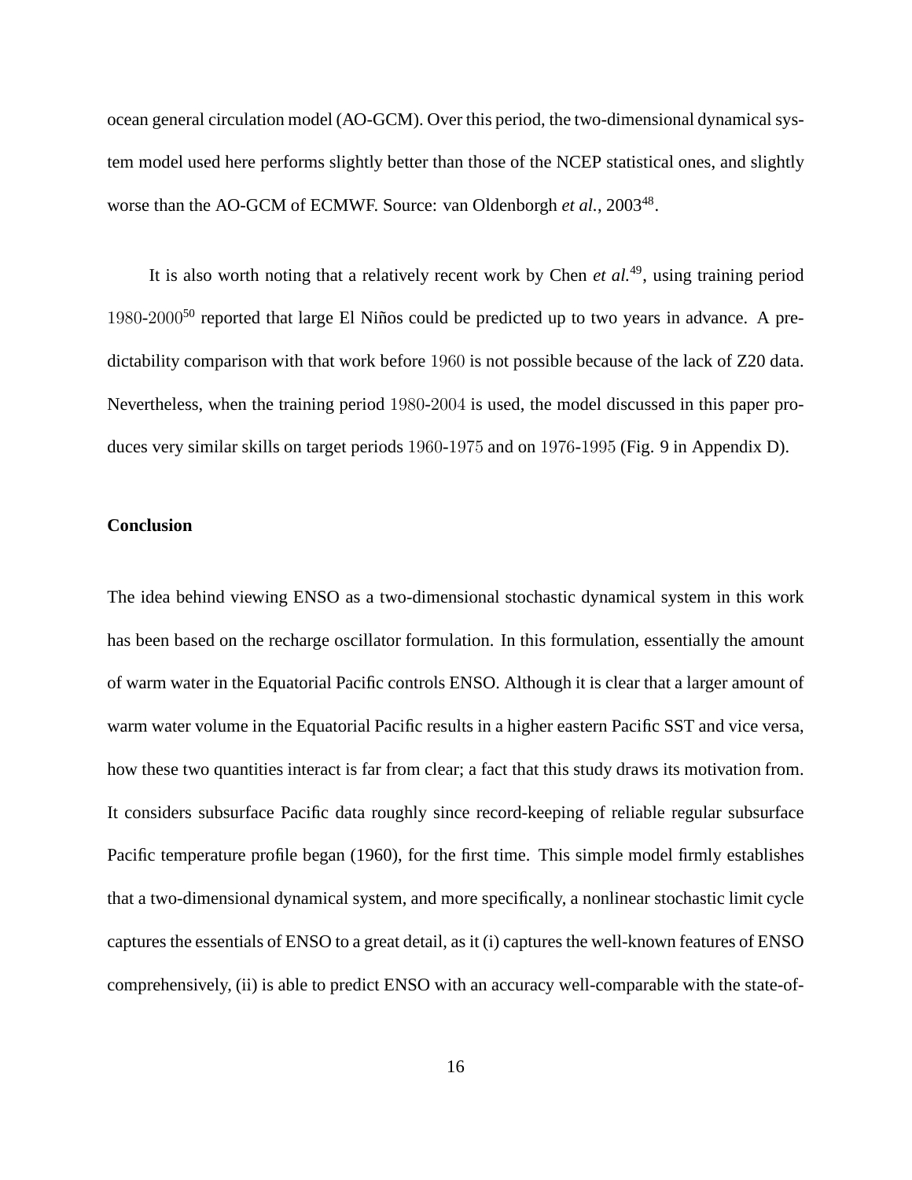ocean general circulation model (AO-GCM). Over this period, the two-dimensional dynamical system model used here performs slightly better than those of the NCEP statistical ones, and slightly worse than the AO-GCM of ECMWF. Source: van Oldenborgh *et al.*, 2003[48].

It is also worth noting that a relatively recent work by Chen *et al.*[49], using training period 1980-2000[50] reported that large El Niños could be predicted up to two years in advance. A predictability comparison with that work before 1960 is not possible because of the lack of Z20 data. Nevertheless, when the training period 1980-2004 is used, the model discussed in this paper produces very similar skills on target periods 1960-1975 and on 1976-1995 (Fig. 9 in Appendix D).

## Conclusion

The idea behind viewing ENSO as a two-dimensional stochastic dynamical system in this work has been based on the recharge oscillator formulation. In this formulation, essentially the amount of warm water in the Equatorial Pacific controls ENSO. Although it is clear that a larger amount of warm water volume in the Equatorial Pacific results in a higher eastern Pacific SST and vice versa, how these two quantities interact is far from clear; a fact that this study draws its motivation from. It considers subsurface Pacific data roughly since record-keeping of reliable regular subsurface Pacific temperature profile began (1960), for the first time. This simple model firmly establishes that a two-dimensional dynamical system, and more specifically, a nonlinear stochastic limit cycle captures the essentials of ENSO to a great detail, as it (i) captures the well-known features of ENSO comprehensively, (ii) is able to predict ENSO with an accuracy well-comparable with the state-of-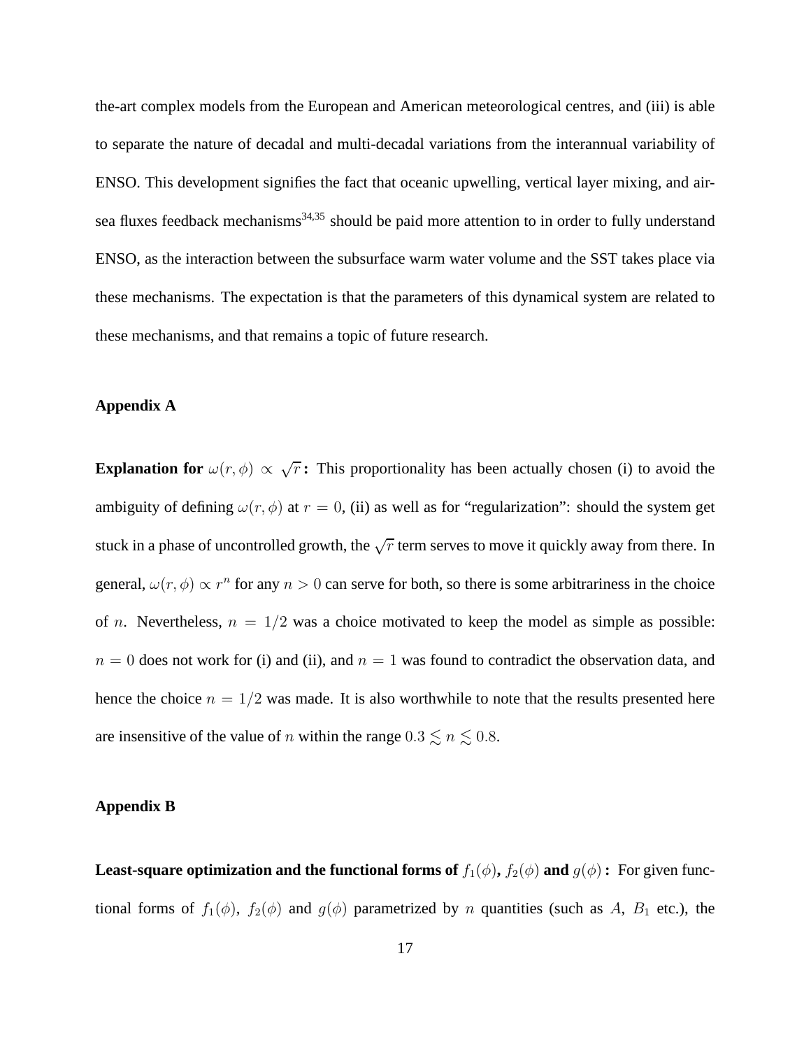the-art complex models from the European and American meteorological centres, and (iii) is able to separate the nature of decadal and multi-decadal variations from the interannual variability of ENSO. This development signifies the fact that oceanic upwelling, vertical layer mixing, and air-sea fluxes feedback mechanisms[34,35] should be paid more attention to in order to fully understand ENSO, as the interaction between the subsurface warm water volume and the SST takes place via these mechanisms. The expectation is that the parameters of this dynamical system are related to these mechanisms, and that remains a topic of future research.

## Appendix A

**Explanation for $\omega(r,\phi) \propto \sqrt{r}$ :** This proportionality has been actually chosen (i) to avoid the ambiguity of defining $\omega(r,\phi)$ at $r = 0$, (ii) as well as for "regularization": should the system get stuck in a phase of uncontrolled growth, the $\sqrt{r}$ term serves to move it quickly away from there. In general, $\omega(r,\phi) \propto r^n$ for any $n > 0$ can serve for both, so there is some arbitrariness in the choice of $n$. Nevertheless, $n = 1/2$ was a choice motivated to keep the model as simple as possible: $n = 0$ does not work for (i) and (ii), and $n = 1$ was found to contradict the observation data, and hence the choice $n = 1/2$ was made. It is also worthwhile to note that the results presented here are insensitive of the value of $n$ within the range $0.3 \lesssim n \lesssim 0.8$.

## Appendix B

**Least-square optimization and the functional forms of $f_1(\phi)$, $f_2(\phi)$ and $g(\phi)$ :** For given functional forms of $f_1(\phi)$, $f_2(\phi)$ and $g(\phi)$ parametrized by $n$ quantities (such as $A$, $B_1$ etc.), the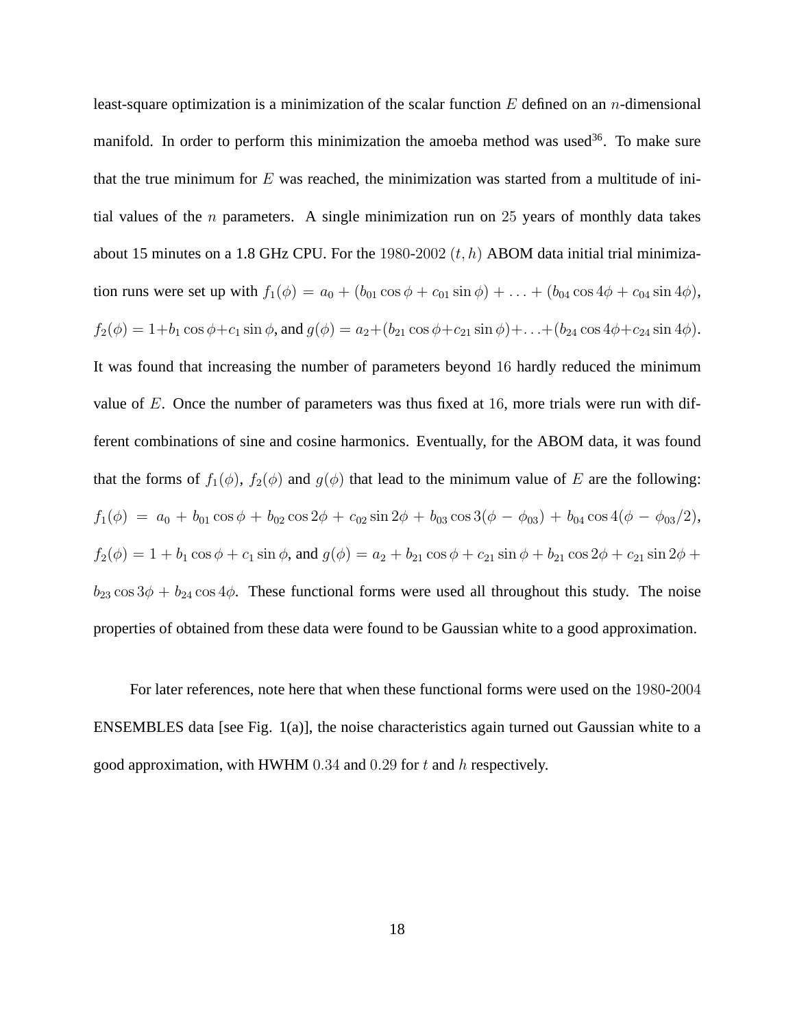least-square optimization is a minimization of the scalar function $E$ defined on an $n$-dimensional manifold. In order to perform this minimization the amoeba method was used[36]. To make sure that the true minimum for $E$ was reached, the minimization was started from a multitude of initial values of the $n$ parameters. A single minimization run on $25$ years of monthly data takes about 15 minutes on a 1.8 GHz CPU. For the $1980$-$2002$ $(t, h)$ ABOM data initial trial minimization runs were set up with $f_1(\phi) = a_0 + (b_{01}\cos\phi + c_{01}\sin\phi) + \ldots + (b_{04}\cos 4\phi + c_{04}\sin 4\phi)$, $f_2(\phi) = 1 + b_1\cos\phi + c_1\sin\phi$, and $g(\phi) = a_2 + (b_{21}\cos\phi + c_{21}\sin\phi) + \ldots + (b_{24}\cos 4\phi + c_{24}\sin 4\phi)$. It was found that increasing the number of parameters beyond $16$ hardly reduced the minimum value of $E$. Once the number of parameters was thus fixed at $16$, more trials were run with different combinations of sine and cosine harmonics. Eventually, for the ABOM data, it was found that the forms of $f_1(\phi)$, $f_2(\phi)$ and $g(\phi)$ that lead to the minimum value of $E$ are the following: $f_1(\phi) = a_0 + b_{01}\cos\phi + b_{02}\cos 2\phi + c_{02}\sin 2\phi + b_{03}\cos 3(\phi - \phi_{03}) + b_{04}\cos 4(\phi - \phi_{03}/2)$, $f_2(\phi) = 1 + b_1\cos\phi + c_1\sin\phi$, and $g(\phi) = a_2 + b_{21}\cos\phi + c_{21}\sin\phi + b_{21}\cos 2\phi + c_{21}\sin 2\phi + b_{23}\cos 3\phi + b_{24}\cos 4\phi$. These functional forms were used all throughout this study. The noise properties of obtained from these data were found to be Gaussian white to a good approximation.

For later references, note here that when these functional forms were used on the $1980$-$2004$ ENSEMBLES data [see Fig. 1(a)], the noise characteristics again turned out Gaussian white to a good approximation, with HWHM $0.34$ and $0.29$ for $t$ and $h$ respectively.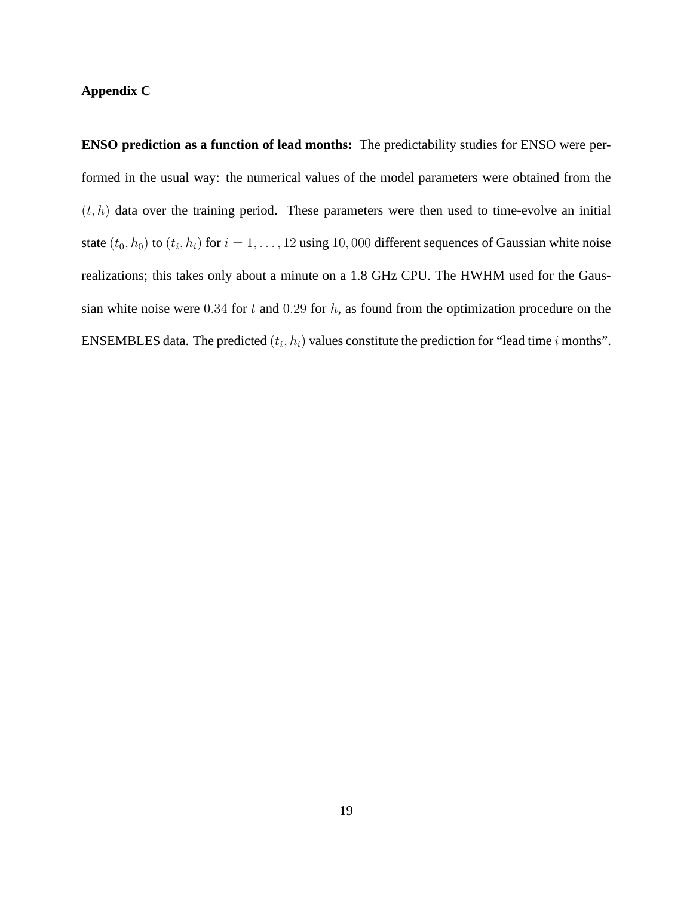## Appendix C

**ENSO prediction as a function of lead months:** The predictability studies for ENSO were performed in the usual way: the numerical values of the model parameters were obtained from the $(t, h)$ data over the training period. These parameters were then used to time-evolve an initial state $(t_0, h_0)$ to $(t_i, h_i)$ for $i = 1, \ldots, 12$ using $10,000$ different sequences of Gaussian white noise realizations; this takes only about a minute on a 1.8 GHz CPU. The HWHM used for the Gaussian white noise were $0.34$ for $t$ and $0.29$ for $h$, as found from the optimization procedure on the ENSEMBLES data. The predicted $(t_i, h_i)$ values constitute the prediction for "lead time $i$ months".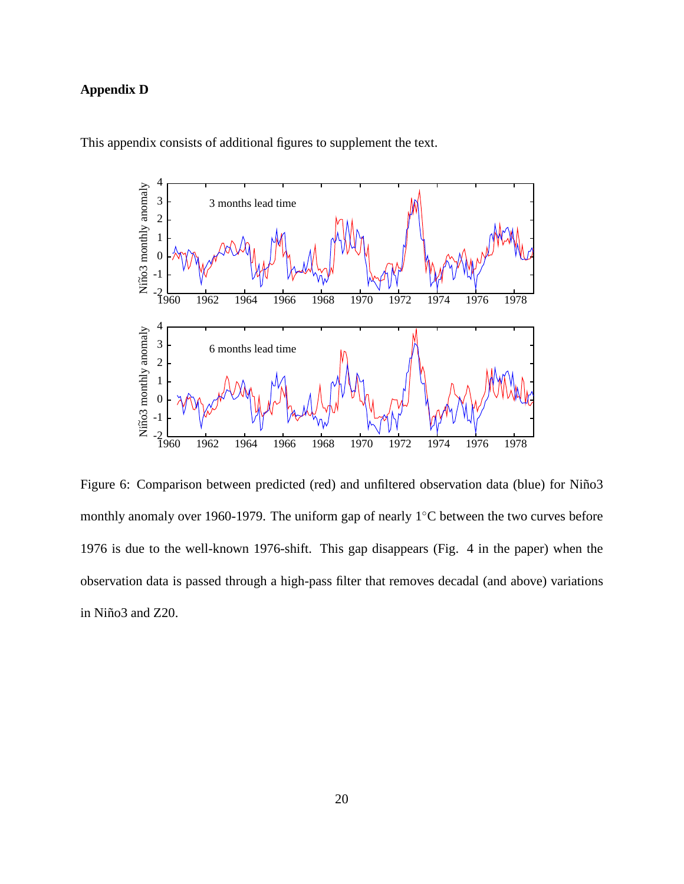## Appendix D

This appendix consists of additional figures to supplement the text.

Figure 6: Comparison between predicted (red) and unfiltered observation data (blue) for Niño3 monthly anomaly over 1960-1979. The uniform gap of nearly 1°C between the two curves before 1976 is due to the well-known 1976-shift. This gap disappears (Fig. 4 in the paper) when the observation data is passed through a high-pass filter that removes decadal (and above) variations in Niño3 and Z20.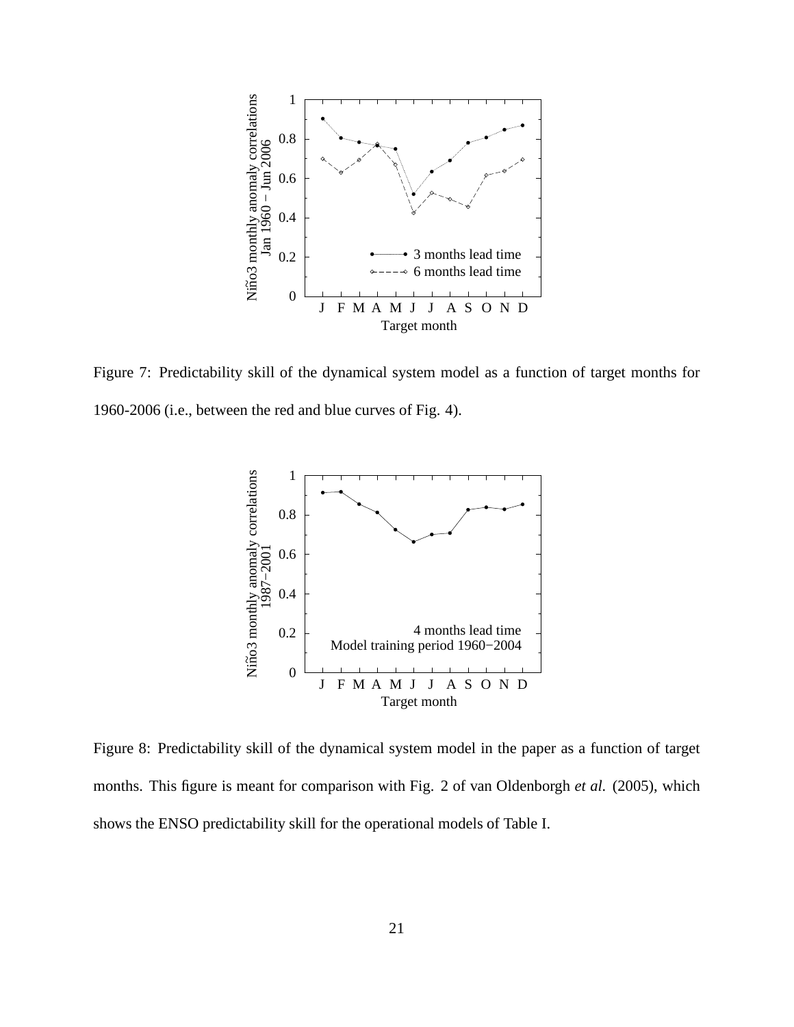Figure 7: Predictability skill of the dynamical system model as a function of target months for 1960-2006 (i.e., between the red and blue curves of Fig. 4).

Figure 8: Predictability skill of the dynamical system model in the paper as a function of target months. This figure is meant for comparison with Fig. 2 of van Oldenborgh *et al.* (2005), which shows the ENSO predictability skill for the operational models of Table I.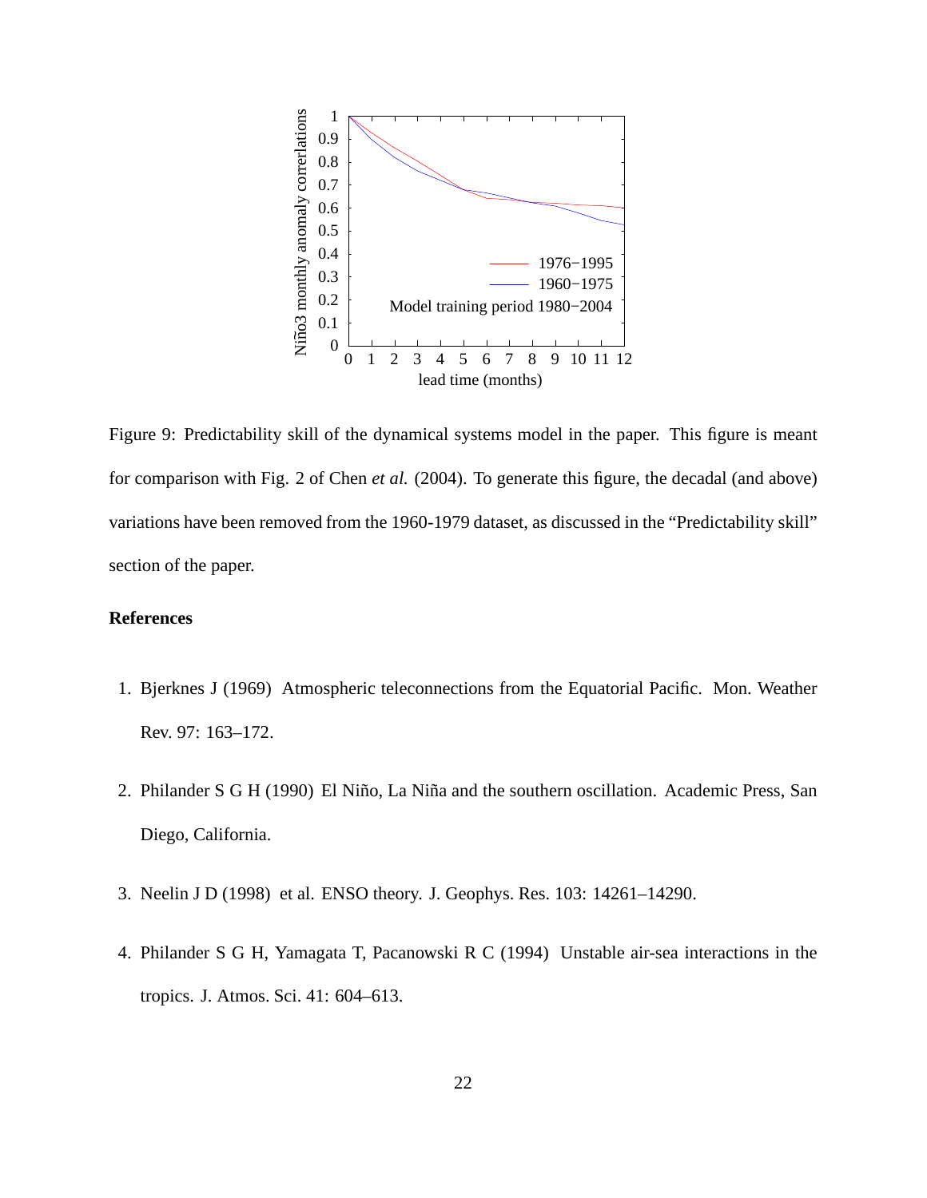Figure 9: Predictability skill of the dynamical systems model in the paper. This figure is meant for comparison with Fig. 2 of Chen *et al.* (2004). To generate this figure, the decadal (and above) variations have been removed from the 1960-1979 dataset, as discussed in the "Predictability skill" section of the paper.

## References

1. Bjerknes J (1969) Atmospheric teleconnections from the Equatorial Pacific. Mon. Weather Rev. 97: 163–172.

2. Philander S G H (1990) El Niño, La Niña and the southern oscillation. Academic Press, San Diego, California.

3. Neelin J D (1998) et al. ENSO theory. J. Geophys. Res. 103: 14261–14290.

4. Philander S G H, Yamagata T, Pacanowski R C (1994) Unstable air-sea interactions in the tropics. J. Atmos. Sci. 41: 604–613.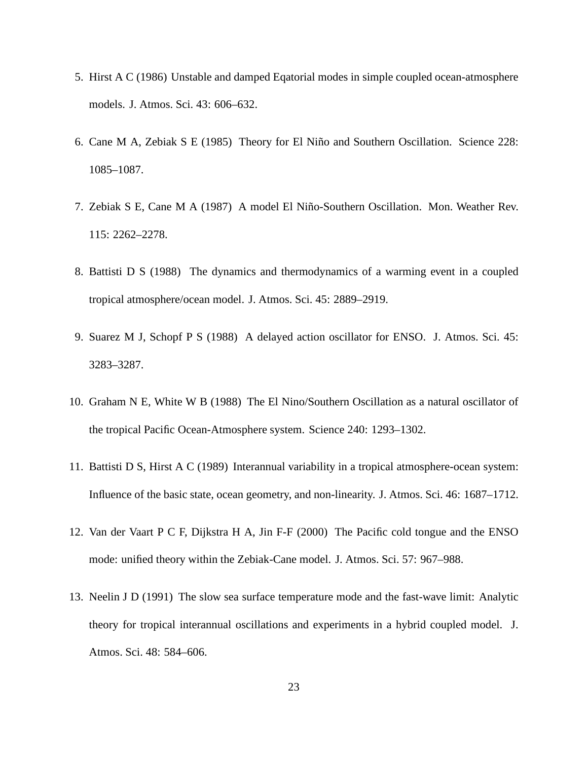5. Hirst A C (1986) Unstable and damped Eqatorial modes in simple coupled ocean-atmosphere models. J. Atmos. Sci. 43: 606–632.

6. Cane M A, Zebiak S E (1985) Theory for El Niño and Southern Oscillation. Science 228: 1085–1087.

7. Zebiak S E, Cane M A (1987) A model El Niño-Southern Oscillation. Mon. Weather Rev. 115: 2262–2278.

8. Battisti D S (1988) The dynamics and thermodynamics of a warming event in a coupled tropical atmosphere/ocean model. J. Atmos. Sci. 45: 2889–2919.

9. Suarez M J, Schopf P S (1988) A delayed action oscillator for ENSO. J. Atmos. Sci. 45: 3283–3287.

10. Graham N E, White W B (1988) The El Nino/Southern Oscillation as a natural oscillator of the tropical Pacific Ocean-Atmosphere system. Science 240: 1293–1302.

11. Battisti D S, Hirst A C (1989) Interannual variability in a tropical atmosphere-ocean system: Influence of the basic state, ocean geometry, and non-linearity. J. Atmos. Sci. 46: 1687–1712.

12. Van der Vaart P C F, Dijkstra H A, Jin F-F (2000) The Pacific cold tongue and the ENSO mode: unified theory within the Zebiak-Cane model. J. Atmos. Sci. 57: 967–988.

13. Neelin J D (1991) The slow sea surface temperature mode and the fast-wave limit: Analytic theory for tropical interannual oscillations and experiments in a hybrid coupled model. J. Atmos. Sci. 48: 584–606.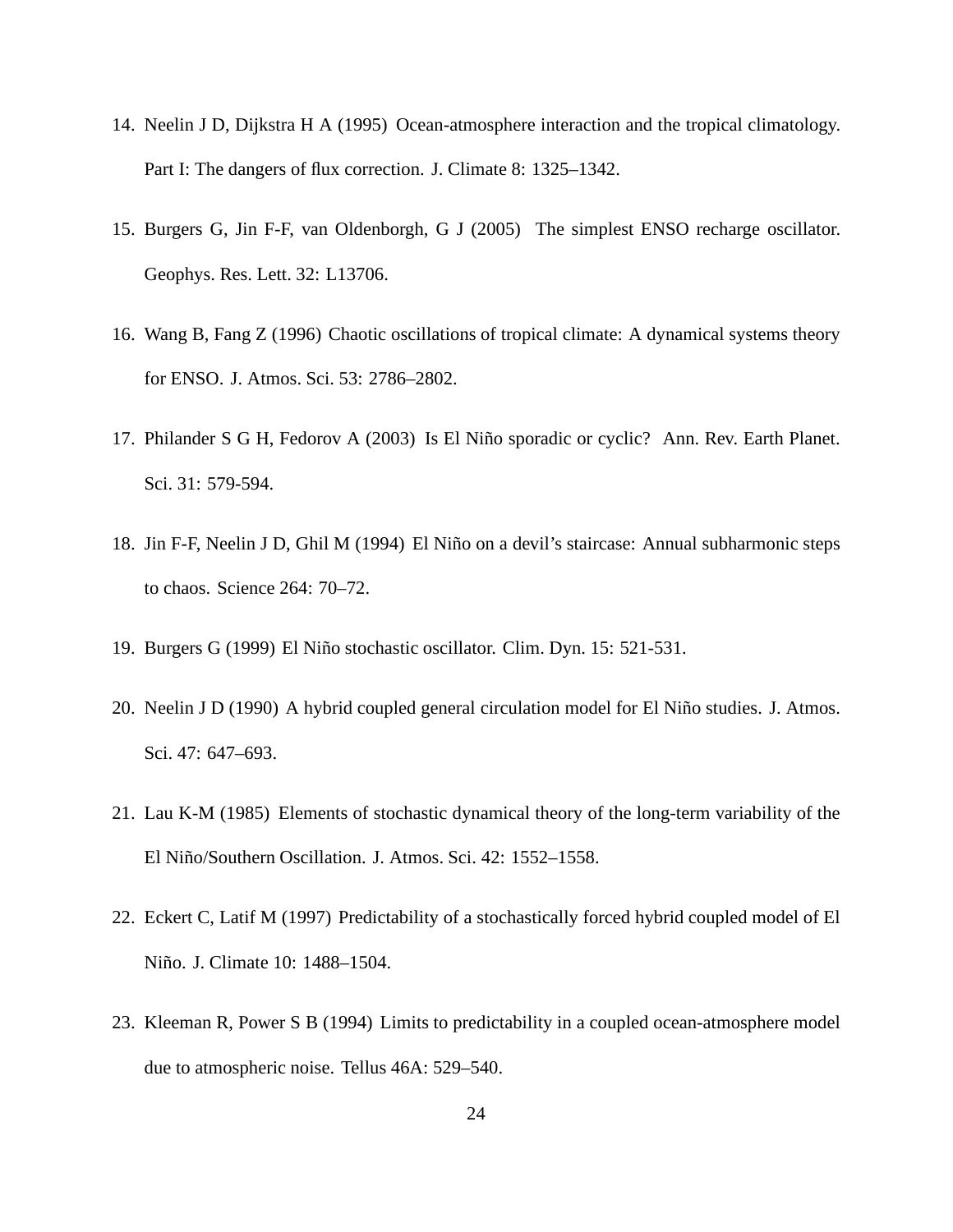14. Neelin J D, Dijkstra H A (1995) Ocean-atmosphere interaction and the tropical climatology. Part I: The dangers of flux correction. J. Climate 8: 1325–1342.
15. Burgers G, Jin F-F, van Oldenborgh, G J (2005) The simplest ENSO recharge oscillator. Geophys. Res. Lett. 32: L13706.
16. Wang B, Fang Z (1996) Chaotic oscillations of tropical climate: A dynamical systems theory for ENSO. J. Atmos. Sci. 53: 2786–2802.
17. Philander S G H, Fedorov A (2003) Is El Niño sporadic or cyclic? Ann. Rev. Earth Planet. Sci. 31: 579-594.
18. Jin F-F, Neelin J D, Ghil M (1994) El Niño on a devil's staircase: Annual subharmonic steps to chaos. Science 264: 70–72.
19. Burgers G (1999) El Niño stochastic oscillator. Clim. Dyn. 15: 521-531.
20. Neelin J D (1990) A hybrid coupled general circulation model for El Niño studies. J. Atmos. Sci. 47: 647–693.
21. Lau K-M (1985) Elements of stochastic dynamical theory of the long-term variability of the El Niño/Southern Oscillation. J. Atmos. Sci. 42: 1552–1558.
22. Eckert C, Latif M (1997) Predictability of a stochastically forced hybrid coupled model of El Niño. J. Climate 10: 1488–1504.
23. Kleeman R, Power S B (1994) Limits to predictability in a coupled ocean-atmosphere model due to atmospheric noise. Tellus 46A: 529–540.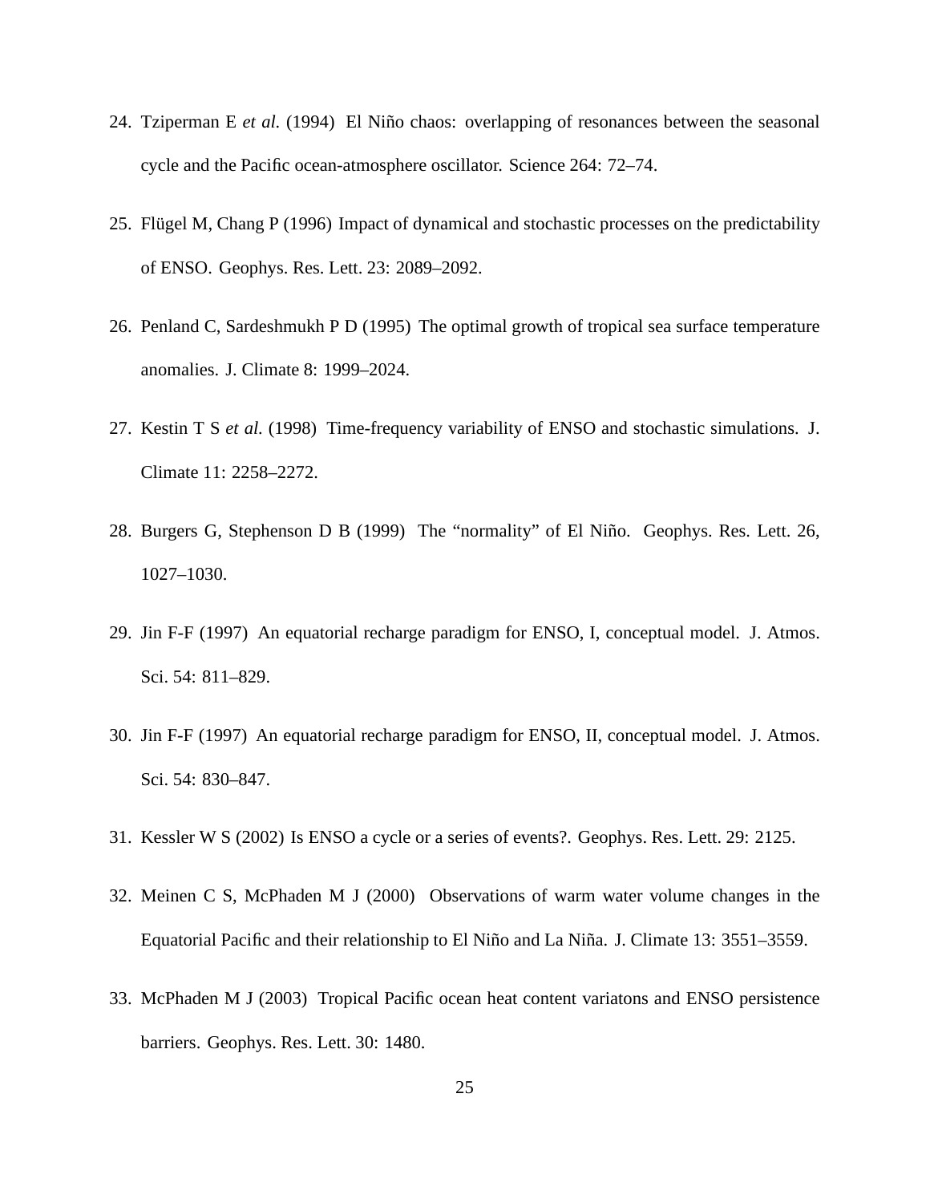24. Tziperman E *et al.* (1994) El Niño chaos: overlapping of resonances between the seasonal cycle and the Pacific ocean-atmosphere oscillator. Science 264: 72–74.

25. Flügel M, Chang P (1996) Impact of dynamical and stochastic processes on the predictability of ENSO. Geophys. Res. Lett. 23: 2089–2092.

26. Penland C, Sardeshmukh P D (1995) The optimal growth of tropical sea surface temperature anomalies. J. Climate 8: 1999–2024.

27. Kestin T S *et al.* (1998) Time-frequency variability of ENSO and stochastic simulations. J. Climate 11: 2258–2272.

28. Burgers G, Stephenson D B (1999) The "normality" of El Niño. Geophys. Res. Lett. 26, 1027–1030.

29. Jin F-F (1997) An equatorial recharge paradigm for ENSO, I, conceptual model. J. Atmos. Sci. 54: 811–829.

30. Jin F-F (1997) An equatorial recharge paradigm for ENSO, II, conceptual model. J. Atmos. Sci. 54: 830–847.

31. Kessler W S (2002) Is ENSO a cycle or a series of events?. Geophys. Res. Lett. 29: 2125.

32. Meinen C S, McPhaden M J (2000) Observations of warm water volume changes in the Equatorial Pacific and their relationship to El Niño and La Niña. J. Climate 13: 3551–3559.

33. McPhaden M J (2003) Tropical Pacific ocean heat content variatons and ENSO persistence barriers. Geophys. Res. Lett. 30: 1480.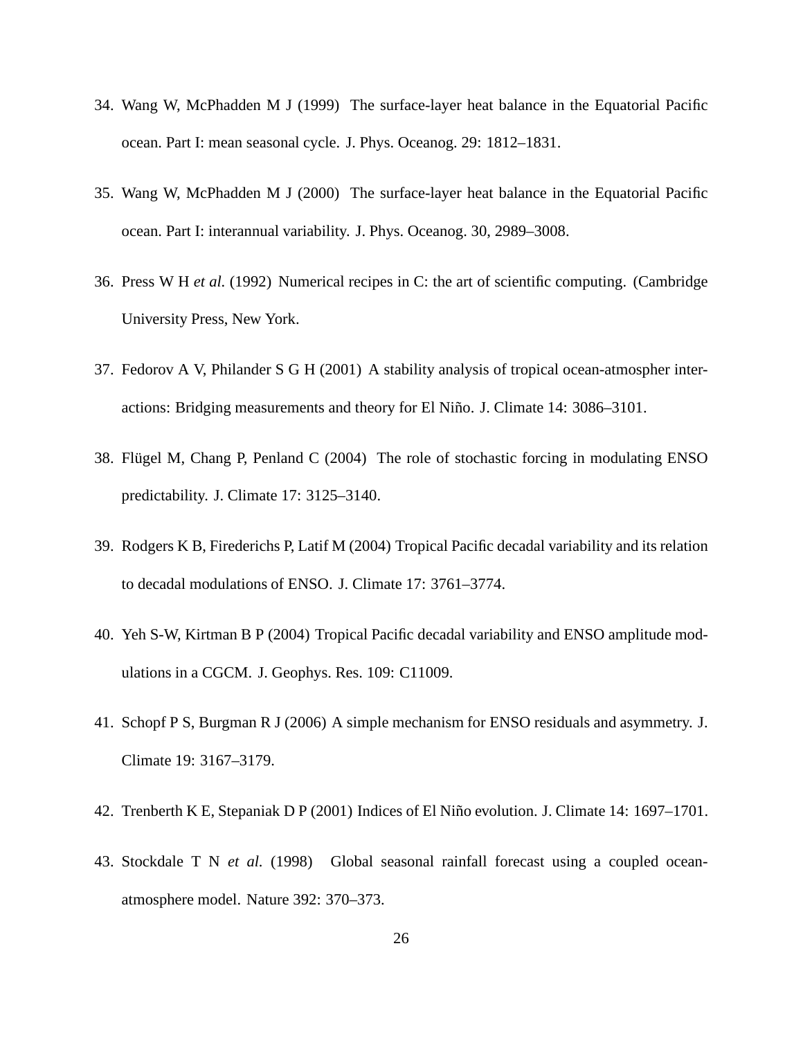34. Wang W, McPhadden M J (1999) The surface-layer heat balance in the Equatorial Pacific ocean. Part I: mean seasonal cycle. J. Phys. Oceanog. 29: 1812–1831.

35. Wang W, McPhadden M J (2000) The surface-layer heat balance in the Equatorial Pacific ocean. Part I: interannual variability. J. Phys. Oceanog. 30, 2989–3008.

36. Press W H *et al.* (1992) Numerical recipes in C: the art of scientific computing. (Cambridge University Press, New York.

37. Fedorov A V, Philander S G H (2001) A stability analysis of tropical ocean-atmospher interactions: Bridging measurements and theory for El Niño. J. Climate 14: 3086–3101.

38. Flügel M, Chang P, Penland C (2004) The role of stochastic forcing in modulating ENSO predictability. J. Climate 17: 3125–3140.

39. Rodgers K B, Firederichs P, Latif M (2004) Tropical Pacific decadal variability and its relation to decadal modulations of ENSO. J. Climate 17: 3761–3774.

40. Yeh S-W, Kirtman B P (2004) Tropical Pacific decadal variability and ENSO amplitude modulations in a CGCM. J. Geophys. Res. 109: C11009.

41. Schopf P S, Burgman R J (2006) A simple mechanism for ENSO residuals and asymmetry. J. Climate 19: 3167–3179.

42. Trenberth K E, Stepaniak D P (2001) Indices of El Niño evolution. J. Climate 14: 1697–1701.

43. Stockdale T N *et al.* (1998) Global seasonal rainfall forecast using a coupled ocean-atmosphere model. Nature 392: 370–373.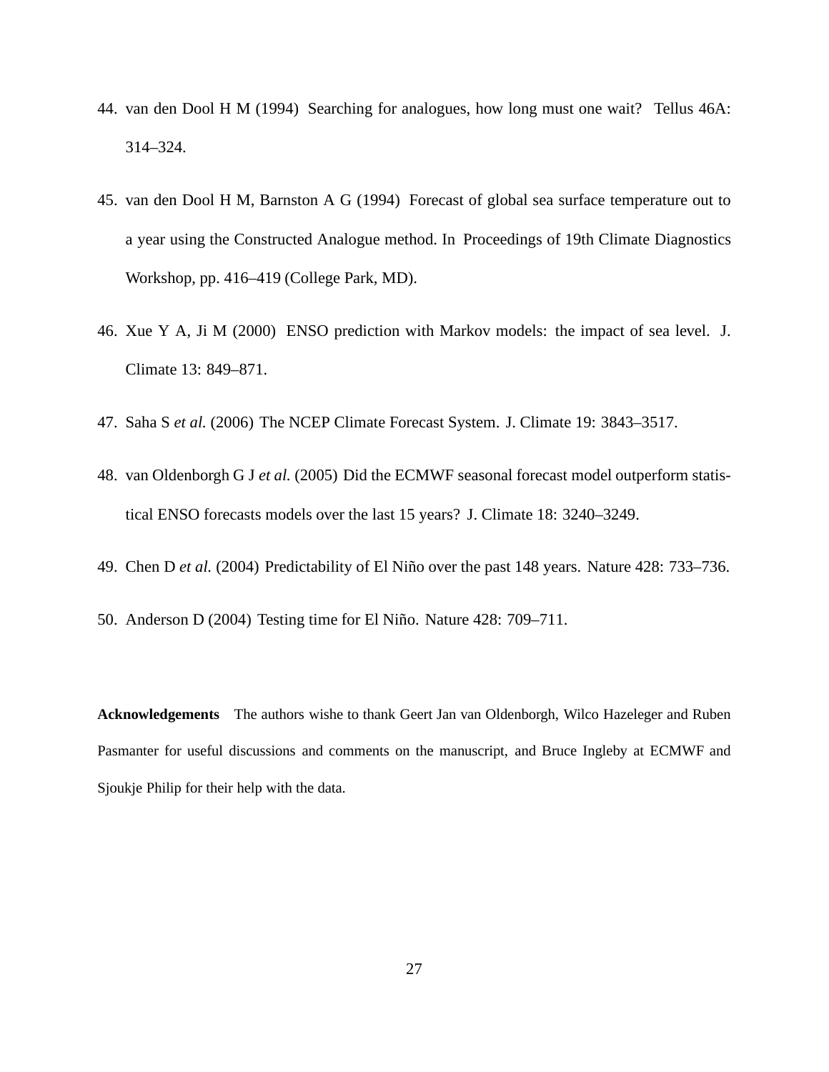44. van den Dool H M (1994) Searching for analogues, how long must one wait? Tellus 46A: 314–324.

45. van den Dool H M, Barnston A G (1994) Forecast of global sea surface temperature out to a year using the Constructed Analogue method. In Proceedings of 19th Climate Diagnostics Workshop, pp. 416–419 (College Park, MD).

46. Xue Y A, Ji M (2000) ENSO prediction with Markov models: the impact of sea level. J. Climate 13: 849–871.

47. Saha S *et al.* (2006) The NCEP Climate Forecast System. J. Climate 19: 3843–3517.

48. van Oldenborgh G J *et al.* (2005) Did the ECMWF seasonal forecast model outperform statistical ENSO forecasts models over the last 15 years? J. Climate 18: 3240–3249.

49. Chen D *et al.* (2004) Predictability of El Niño over the past 148 years. Nature 428: 733–736.

50. Anderson D (2004) Testing time for El Niño. Nature 428: 709–711.

**Acknowledgements** The authors wishe to thank Geert Jan van Oldenborgh, Wilco Hazeleger and Ruben Pasmanter for useful discussions and comments on the manuscript, and Bruce Ingleby at ECMWF and Sjoukje Philip for their help with the data.